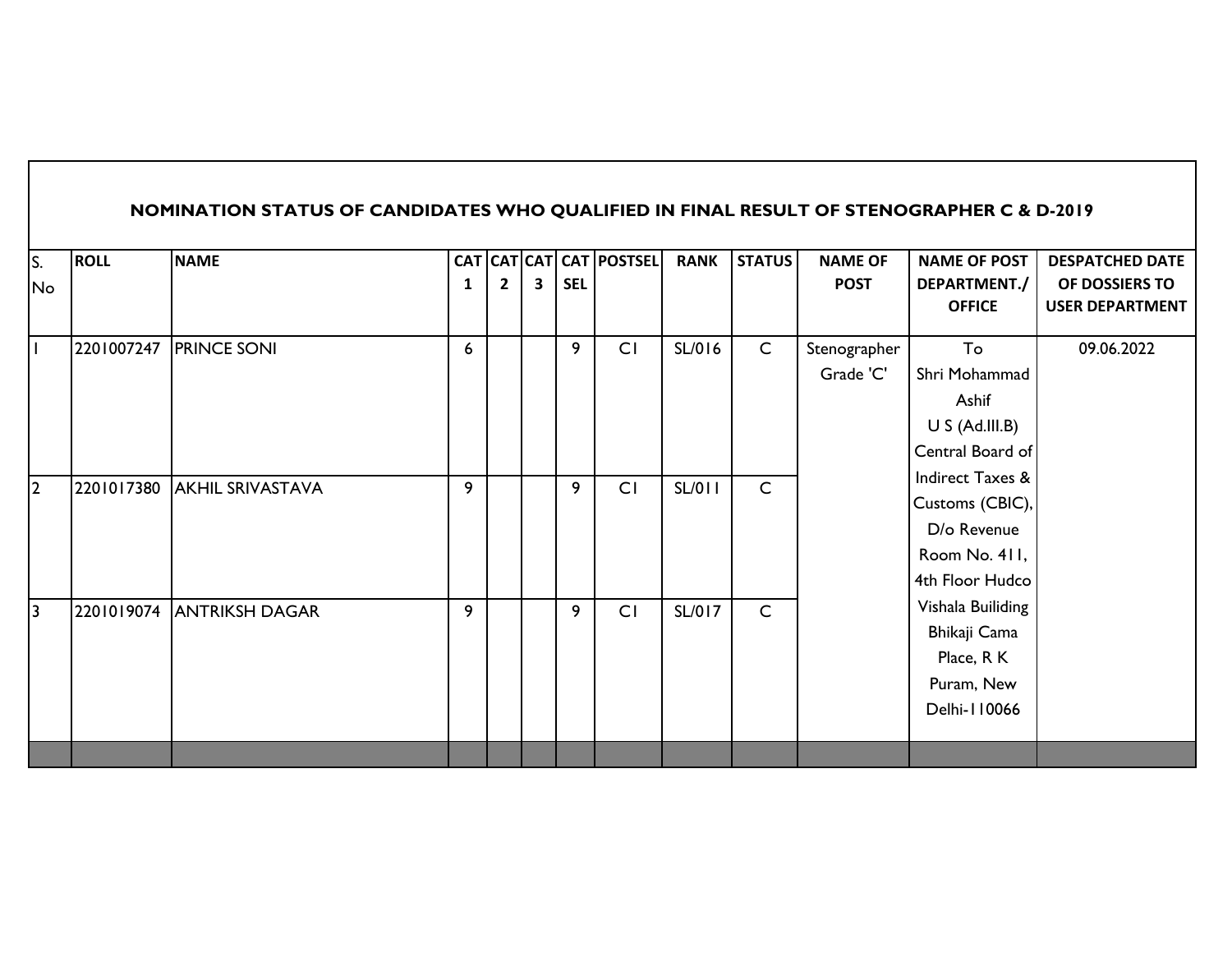**NOMINATION STATUS OF CANDIDATES WHO QUALIFIED IN FINAL RESULT OF STENOGRAPHER C & D-2019**

| S. No | ROLL | NAME | CAT 1 | CAT 2 | CAT 3 | CAT SEL | POSTSEL | RANK | STATUS | NAME OF POST | NAME OF POST DEPARTMENT./ OFFICE | DESPATCHED DATE OF DOSSIERS TO USER DEPARTMENT |
|---|---|---|---|---|---|---|---|---|---|---|---|---|
| 1 | 2201007247 | PRINCE SONI | 6 | | | 9 | C1 | SL/016 | C | Stenographer Grade 'C' | To Shri Mohammad Ashif U S (Ad.III.B) Central Board of Indirect Taxes & Customs (CBIC), D/o Revenue Room No. 411, 4th Floor Hudco Vishala Builiding Bhikaji Cama Place, R K Puram, New Delhi-110066 | 09.06.2022 |
| 2 | 2201017380 | AKHIL SRIVASTAVA | 9 | | | 9 | C1 | SL/011 | C | | | |
| 3 | 2201019074 | ANTRIKSH DAGAR | 9 | | | 9 | C1 | SL/017 | C | | | |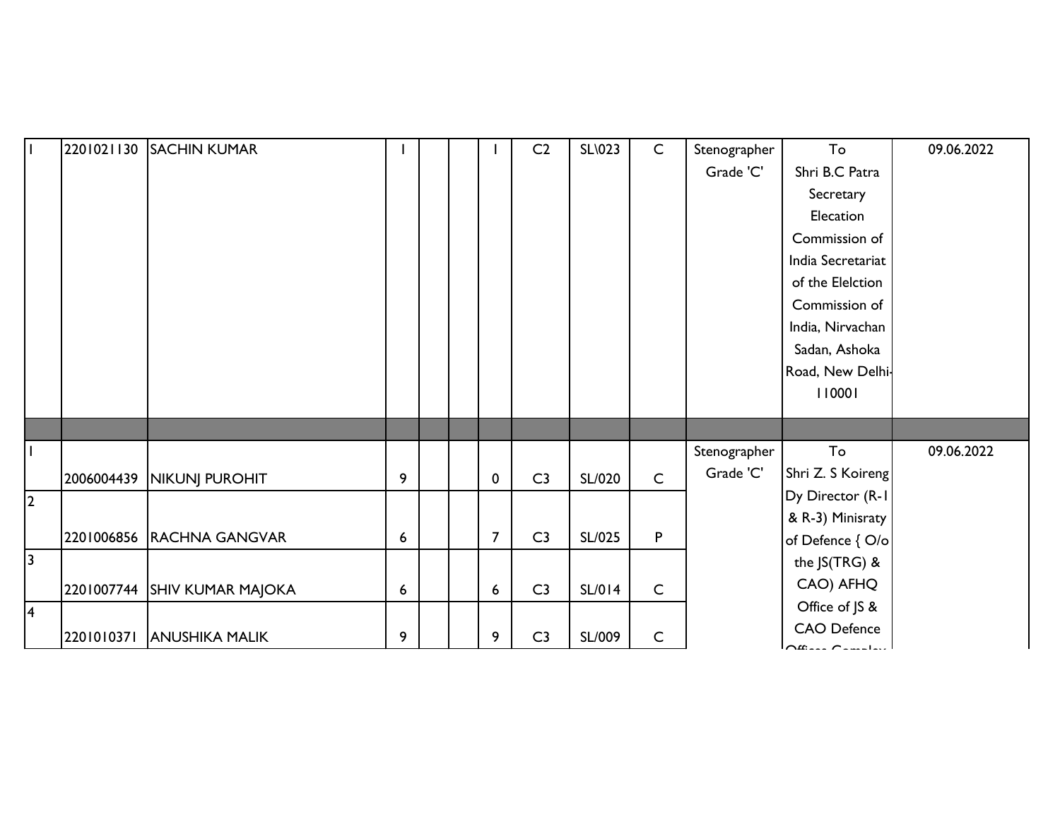| | | | | | | | | | | | | |
|---|---|---|---|---|---|---|---|---|---|---|---|---|
| 1 | 2201021130 | SACHIN KUMAR | 1 | | | 1 | C2 | SL\023 | C | Stenographer Grade 'C' | To Shri B.C Patra Secretary Elecation Commission of India Secretariat of the Elelction Commission of India, Nirvachan Sadan, Ashoka Road, New Delhi-110001 | 09.06.2022 |
| | | | | | | | | | | | | |
| 1 | 2006004439 | NIKUNJ PUROHIT | 9 | | | 0 | C3 | SL/020 | C | Stenographer Grade 'C' | To Shri Z. S Koireng Dy Director (R-1 & R-3) Minisraty of Defence { O/o the JS(TRG) & CAO) AFHQ Office of JS & CAO Defence Offices Complex | 09.06.2022 |
| 2 | 2201006856 | RACHNA GANGVAR | 6 | | | 7 | C3 | SL/025 | P | | | |
| 3 | 2201007744 | SHIV KUMAR MAJOKA | 6 | | | 6 | C3 | SL/014 | C | | | |
| 4 | 2201010371 | ANUSHIKA MALIK | 9 | | | 9 | C3 | SL/009 | C | | | |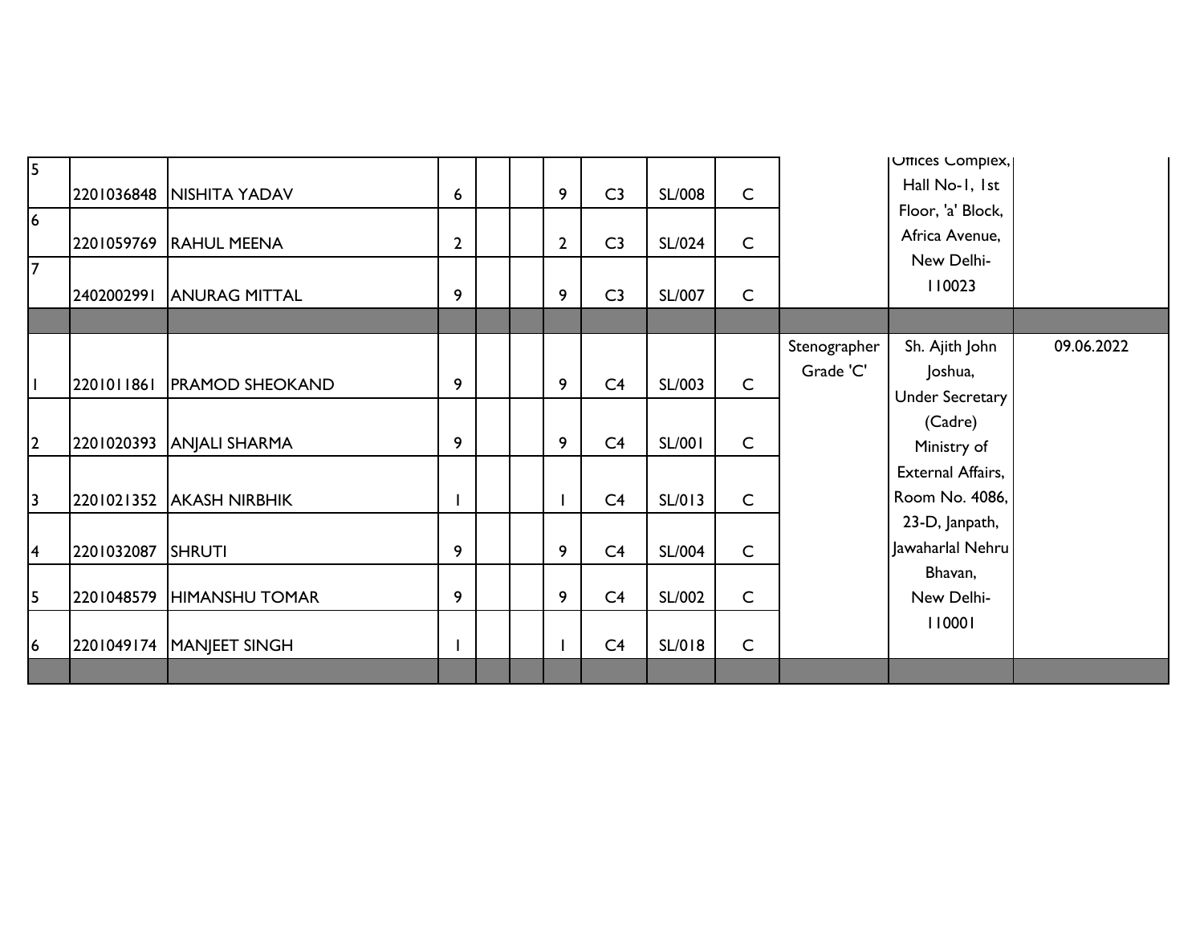| | | | | | | | | | | | | |
|---|---|---|---|---|---|---|---|---|---|---|---|---|
| 5 | 2201036848 | NISHITA YADAV | 6 | | | 9 | C3 | SL/008 | C | | Offices Complex, Hall No-1, 1st Floor, 'a' Block, Africa Avenue, New Delhi-110023 | |
| 6 | 2201059769 | RAHUL MEENA | 2 | | | 2 | C3 | SL/024 | C | | | |
| 7 | 2402002991 | ANURAG MITTAL | 9 | | | 9 | C3 | SL/007 | C | | | |
| | | | | | | | | | | | | |
| 1 | 2201011861 | PRAMOD SHEOKAND | 9 | | | 9 | C4 | SL/003 | C | Stenographer Grade 'C' | Sh. Ajith John Joshua, Under Secretary (Cadre) Ministry of External Affairs, Room No. 4086, 23-D, Janpath, Jawaharlal Nehru Bhavan, New Delhi-110001 | 09.06.2022 |
| 2 | 2201020393 | ANJALI SHARMA | 9 | | | 9 | C4 | SL/001 | C | | | |
| 3 | 2201021352 | AKASH NIRBHIK | 1 | | | 1 | C4 | SL/013 | C | | | |
| 4 | 2201032087 | SHRUTI | 9 | | | 9 | C4 | SL/004 | C | | | |
| 5 | 2201048579 | HIMANSHU TOMAR | 9 | | | 9 | C4 | SL/002 | C | | | |
| 6 | 2201049174 | MANJEET SINGH | 1 | | | 1 | C4 | SL/018 | C | | | |
| | | | | | | | | | | | | |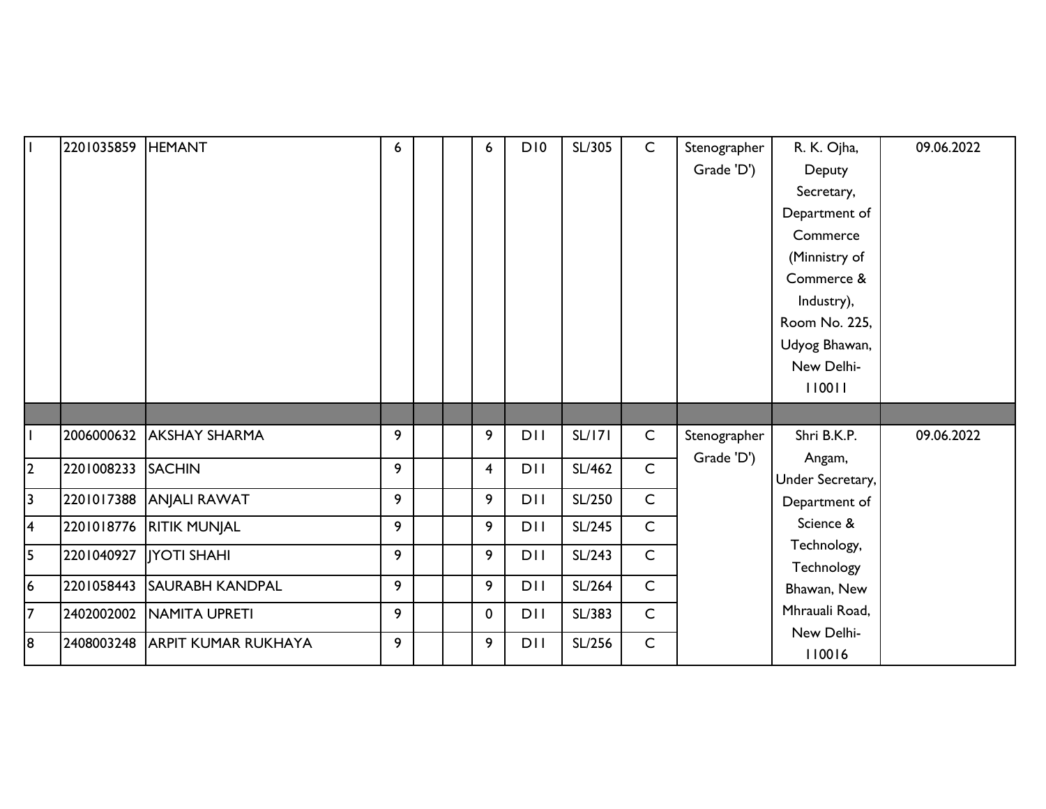| | | | | | | | | | | | | |
|---|---|---|---|---|---|---|---|---|---|---|---|---|
| 1 | 2201035859 | HEMANT | 6 | | | 6 | D10 | SL/305 | C | Stenographer Grade 'D') | R. K. Ojha, Deputy Secretary, Department of Commerce (Minnistry of Commerce & Industry), Room No. 225, Udyog Bhawan, New Delhi-110011 | 09.06.2022 |
| | | | | | | | | | | | | |
| 1 | 2006000632 | AKSHAY SHARMA | 9 | | | 9 | D11 | SL/171 | C | Stenographer Grade 'D') | Shri B.K.P. Angam, Under Secretary, Department of Science & Technology, Technology Bhawan, New Mhrauali Road, New Delhi-110016 | 09.06.2022 |
| 2 | 2201008233 | SACHIN | 9 | | | 4 | D11 | SL/462 | C | | | |
| 3 | 2201017388 | ANJALI RAWAT | 9 | | | 9 | D11 | SL/250 | C | | | |
| 4 | 2201018776 | RITIK MUNJAL | 9 | | | 9 | D11 | SL/245 | C | | | |
| 5 | 2201040927 | JYOTI SHAHI | 9 | | | 9 | D11 | SL/243 | C | | | |
| 6 | 2201058443 | SAURABH KANDPAL | 9 | | | 9 | D11 | SL/264 | C | | | |
| 7 | 2402002002 | NAMITA UPRETI | 9 | | | 0 | D11 | SL/383 | C | | | |
| 8 | 2408003248 | ARPIT KUMAR RUKHAYA | 9 | | | 9 | D11 | SL/256 | C | | | |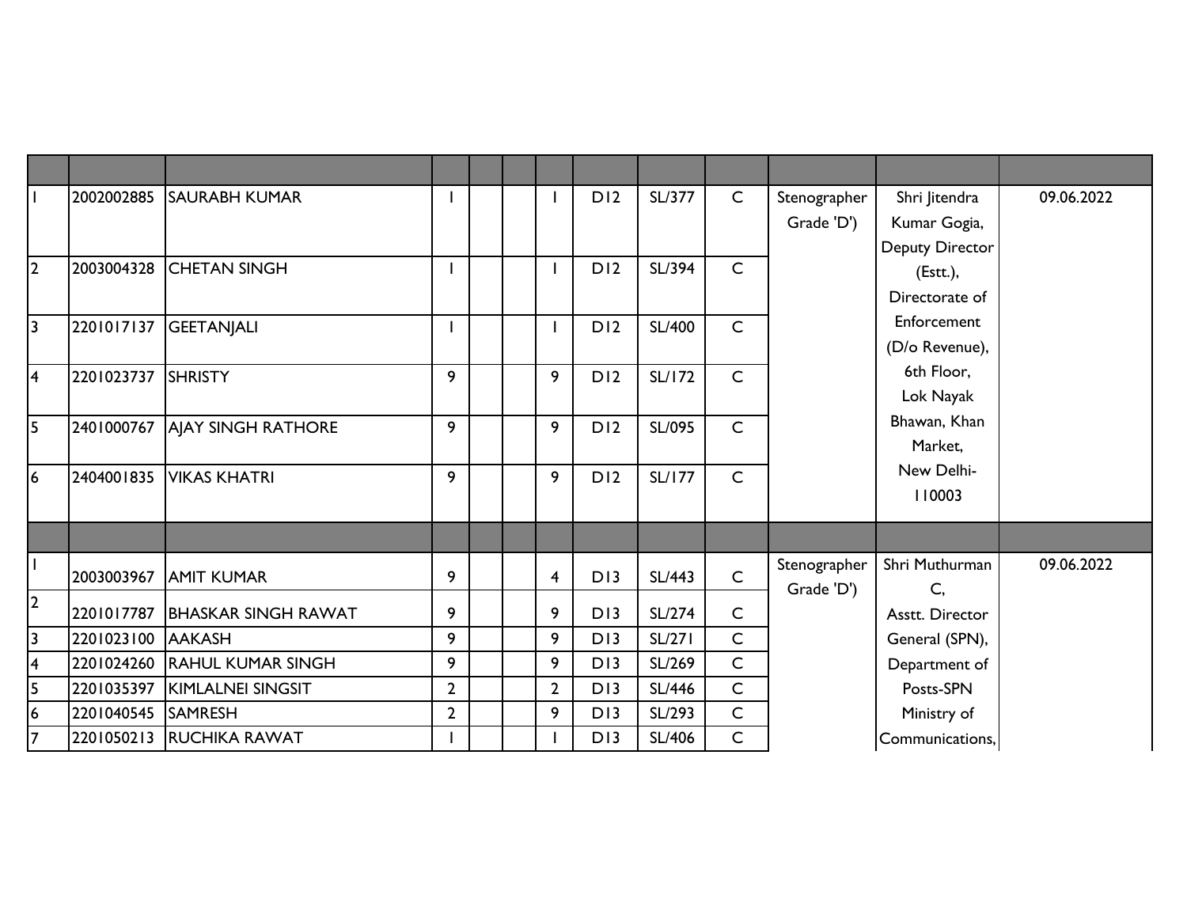| | | | | | | | | | | | | |
|---|---|---|---|---|---|---|---|---|---|---|---|---|
| 1 | 2002002885 | SAURABH KUMAR | 1 | | | 1 | D12 | SL/377 | C | Stenographer Grade 'D') | Shri Jitendra Kumar Gogia, Deputy Director (Estt.), Directorate of Enforcement (D/o Revenue), 6th Floor, Lok Nayak Bhawan, Khan Market, New Delhi-110003 | 09.06.2022 |
| 2 | 2003004328 | CHETAN SINGH | 1 | | | 1 | D12 | SL/394 | C | | | |
| 3 | 2201017137 | GEETANJALI | 1 | | | 1 | D12 | SL/400 | C | | | |
| 4 | 2201023737 | SHRISTY | 9 | | | 9 | D12 | SL/172 | C | | | |
| 5 | 2401000767 | AJAY SINGH RATHORE | 9 | | | 9 | D12 | SL/095 | C | | | |
| 6 | 2404001835 | VIKAS KHATRI | 9 | | | 9 | D12 | SL/177 | C | | | |
| | | | | | | | | | | | | |
| 1 | 2003003967 | AMIT KUMAR | 9 | | | 4 | D13 | SL/443 | C | Stenographer Grade 'D') | Shri Muthurman C, Asstt. Director General (SPN), Department of Posts-SPN Ministry of Communications, | 09.06.2022 |
| 2 | 2201017787 | BHASKAR SINGH RAWAT | 9 | | | 9 | D13 | SL/274 | C | | | |
| 3 | 2201023100 | AAKASH | 9 | | | 9 | D13 | SL/271 | C | | | |
| 4 | 2201024260 | RAHUL KUMAR SINGH | 9 | | | 9 | D13 | SL/269 | C | | | |
| 5 | 2201035397 | KIMLALNEI SINGSIT | 2 | | | 2 | D13 | SL/446 | C | | | |
| 6 | 2201040545 | SAMRESH | 2 | | | 9 | D13 | SL/293 | C | | | |
| 7 | 2201050213 | RUCHIKA RAWAT | 1 | | | 1 | D13 | SL/406 | C | | | |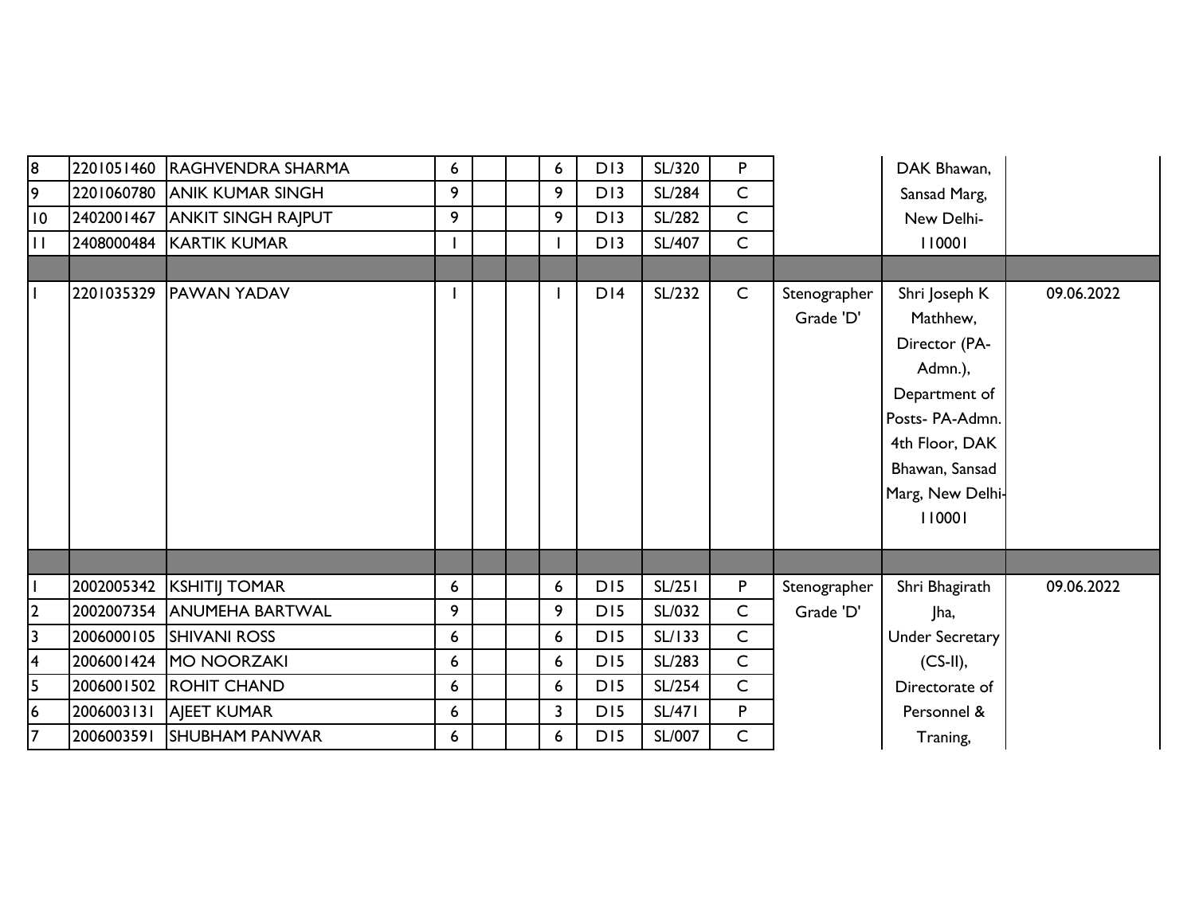| | | | | | | | | | | | | |
|---|---|---|---|---|---|---|---|---|---|---|---|---|
| 8 | 2201051460 | RAGHVENDRA SHARMA | 6 | | | 6 | D13 | SL/320 | P | | DAK Bhawan, | |
| 9 | 2201060780 | ANIK KUMAR SINGH | 9 | | | 9 | D13 | SL/284 | C | | Sansad Marg, | |
| 10 | 2402001467 | ANKIT SINGH RAJPUT | 9 | | | 9 | D13 | SL/282 | C | | New Delhi- | |
| 11 | 2408000484 | KARTIK KUMAR | 1 | | | 1 | D13 | SL/407 | C | | 110001 | |
| | | | | | | | | | | | | |
| 1 | 2201035329 | PAWAN YADAV | 1 | | | 1 | D14 | SL/232 | C | Stenographer Grade 'D' | Shri Joseph K Mathhew, Director (PA-Admn.), Department of Posts- PA-Admn. 4th Floor, DAK Bhawan, Sansad Marg, New Delhi-110001 | 09.06.2022 |
| | | | | | | | | | | | | |
| 1 | 2002005342 | KSHITIJ TOMAR | 6 | | | 6 | D15 | SL/251 | P | Stenographer | Shri Bhagirath | 09.06.2022 |
| 2 | 2002007354 | ANUMEHA BARTWAL | 9 | | | 9 | D15 | SL/032 | C | Grade 'D' | Jha, | |
| 3 | 2006000105 | SHIVANI ROSS | 6 | | | 6 | D15 | SL/133 | C | | Under Secretary | |
| 4 | 2006001424 | MO NOORZAKI | 6 | | | 6 | D15 | SL/283 | C | | (CS-II), | |
| 5 | 2006001502 | ROHIT CHAND | 6 | | | 6 | D15 | SL/254 | C | | Directorate of | |
| 6 | 2006003131 | AJEET KUMAR | 6 | | | 3 | D15 | SL/471 | P | | Personnel & | |
| 7 | 2006003591 | SHUBHAM PANWAR | 6 | | | 6 | D15 | SL/007 | C | | Traning, | |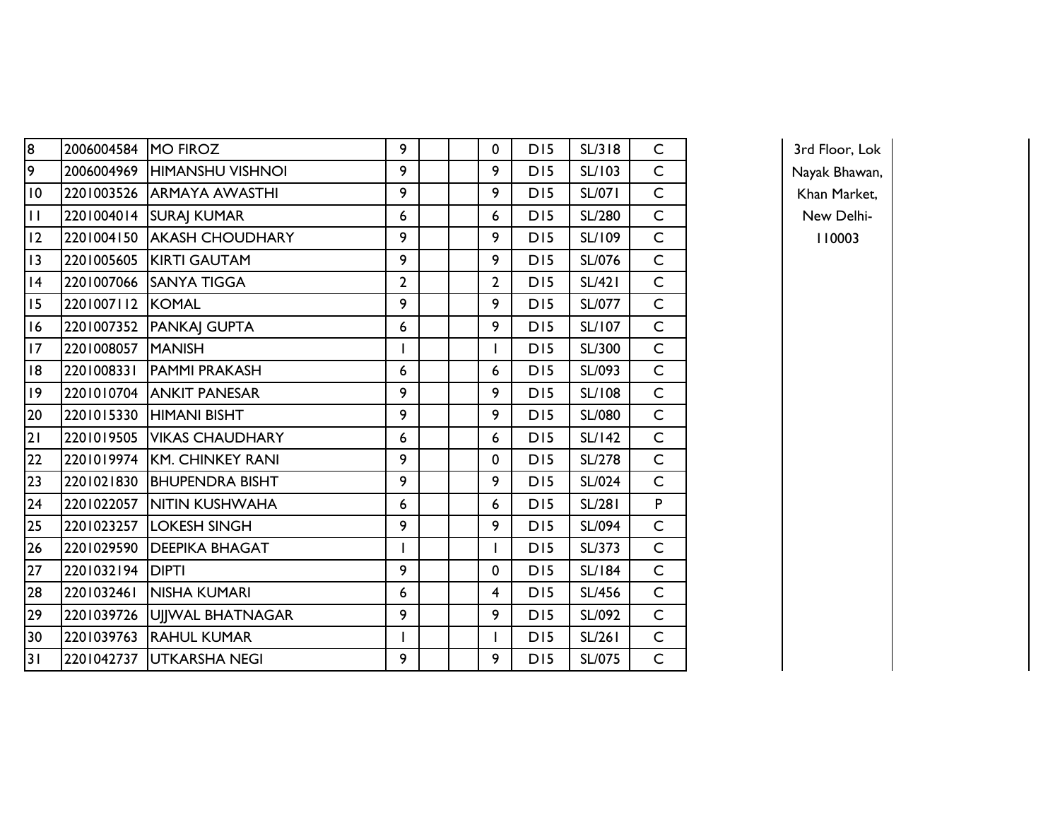| | | | | | | | | | | | | |
|---|---|---|---|---|---|---|---|---|---|---|---|---|
| 8 | 2006004584 | MO FIROZ | 9 | | | 0 | D15 | SL/318 | C | | 3rd Floor, Lok Nayak Bhawan, Khan Market, New Delhi-110003 | |
| 9 | 2006004969 | HIMANSHU VISHNOI | 9 | | | 9 | D15 | SL/103 | C | | | |
| 10 | 2201003526 | ARMAYA AWASTHI | 9 | | | 9 | D15 | SL/071 | C | | | |
| 11 | 2201004014 | SURAJ KUMAR | 6 | | | 6 | D15 | SL/280 | C | | | |
| 12 | 2201004150 | AKASH CHOUDHARY | 9 | | | 9 | D15 | SL/109 | C | | | |
| 13 | 2201005605 | KIRTI GAUTAM | 9 | | | 9 | D15 | SL/076 | C | | | |
| 14 | 2201007066 | SANYA TIGGA | 2 | | | 2 | D15 | SL/421 | C | | | |
| 15 | 2201007112 | KOMAL | 9 | | | 9 | D15 | SL/077 | C | | | |
| 16 | 2201007352 | PANKAJ GUPTA | 6 | | | 9 | D15 | SL/107 | C | | | |
| 17 | 2201008057 | MANISH | 1 | | | 1 | D15 | SL/300 | C | | | |
| 18 | 2201008331 | PAMMI PRAKASH | 6 | | | 6 | D15 | SL/093 | C | | | |
| 19 | 2201010704 | ANKIT PANESAR | 9 | | | 9 | D15 | SL/108 | C | | | |
| 20 | 2201015330 | HIMANI BISHT | 9 | | | 9 | D15 | SL/080 | C | | | |
| 21 | 2201019505 | VIKAS CHAUDHARY | 6 | | | 6 | D15 | SL/142 | C | | | |
| 22 | 2201019974 | KM. CHINKEY RANI | 9 | | | 0 | D15 | SL/278 | C | | | |
| 23 | 2201021830 | BHUPENDRA BISHT | 9 | | | 9 | D15 | SL/024 | C | | | |
| 24 | 2201022057 | NITIN KUSHWAHA | 6 | | | 6 | D15 | SL/281 | P | | | |
| 25 | 2201023257 | LOKESH SINGH | 9 | | | 9 | D15 | SL/094 | C | | | |
| 26 | 2201029590 | DEEPIKA BHAGAT | 1 | | | 1 | D15 | SL/373 | C | | | |
| 27 | 2201032194 | DIPTI | 9 | | | 0 | D15 | SL/184 | C | | | |
| 28 | 2201032461 | NISHA KUMARI | 6 | | | 4 | D15 | SL/456 | C | | | |
| 29 | 2201039726 | UJJWAL BHATNAGAR | 9 | | | 9 | D15 | SL/092 | C | | | |
| 30 | 2201039763 | RAHUL KUMAR | 1 | | | 1 | D15 | SL/261 | C | | | |
| 31 | 2201042737 | UTKARSHA NEGI | 9 | | | 9 | D15 | SL/075 | C | | | |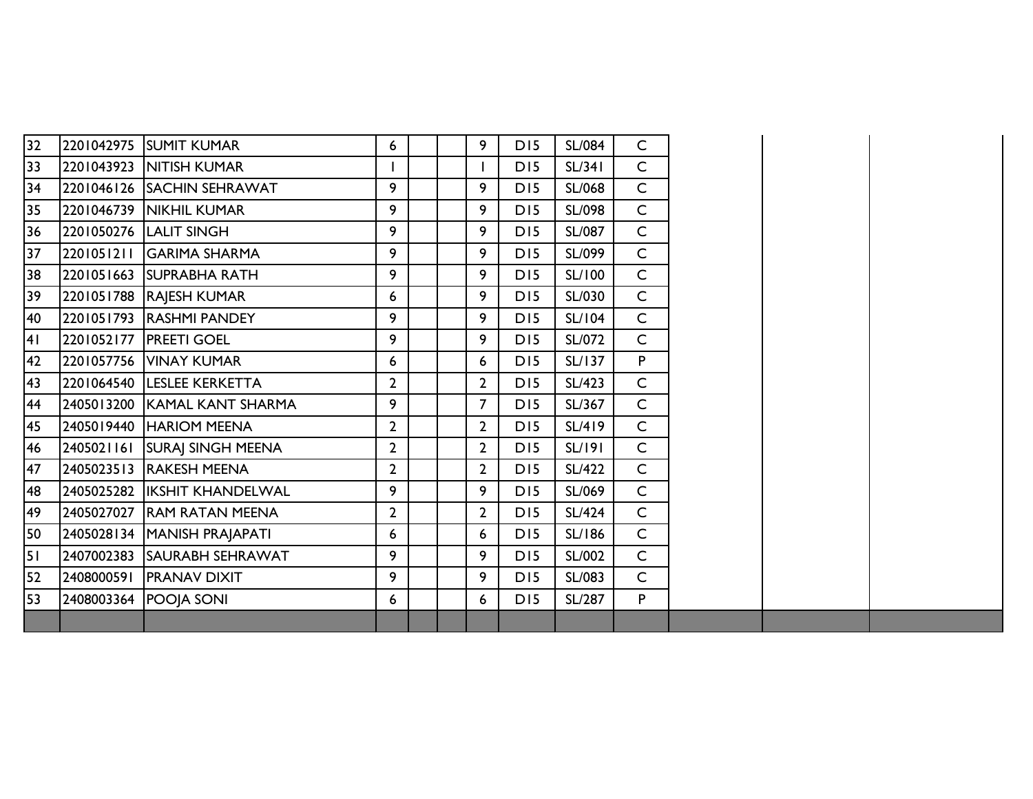| | | | | | | | | | | | | |
|---|---|---|---|---|---|---|---|---|---|---|---|---|
| 32 | 2201042975 | SUMIT KUMAR | 6 | | | 9 | D15 | SL/084 | C | | | |
| 33 | 2201043923 | NITISH KUMAR | 1 | | | 1 | D15 | SL/341 | C | | | |
| 34 | 2201046126 | SACHIN SEHRAWAT | 9 | | | 9 | D15 | SL/068 | C | | | |
| 35 | 2201046739 | NIKHIL KUMAR | 9 | | | 9 | D15 | SL/098 | C | | | |
| 36 | 2201050276 | LALIT SINGH | 9 | | | 9 | D15 | SL/087 | C | | | |
| 37 | 2201051211 | GARIMA SHARMA | 9 | | | 9 | D15 | SL/099 | C | | | |
| 38 | 2201051663 | SUPRABHA RATH | 9 | | | 9 | D15 | SL/100 | C | | | |
| 39 | 2201051788 | RAJESH KUMAR | 6 | | | 9 | D15 | SL/030 | C | | | |
| 40 | 2201051793 | RASHMI PANDEY | 9 | | | 9 | D15 | SL/104 | C | | | |
| 41 | 2201052177 | PREETI GOEL | 9 | | | 9 | D15 | SL/072 | C | | | |
| 42 | 2201057756 | VINAY KUMAR | 6 | | | 6 | D15 | SL/137 | P | | | |
| 43 | 2201064540 | LESLEE KERKETTA | 2 | | | 2 | D15 | SL/423 | C | | | |
| 44 | 2405013200 | KAMAL KANT SHARMA | 9 | | | 7 | D15 | SL/367 | C | | | |
| 45 | 2405019440 | HARIOM MEENA | 2 | | | 2 | D15 | SL/419 | C | | | |
| 46 | 2405021161 | SURAJ SINGH MEENA | 2 | | | 2 | D15 | SL/191 | C | | | |
| 47 | 2405023513 | RAKESH MEENA | 2 | | | 2 | D15 | SL/422 | C | | | |
| 48 | 2405025282 | IKSHIT KHANDELWAL | 9 | | | 9 | D15 | SL/069 | C | | | |
| 49 | 2405027027 | RAM RATAN MEENA | 2 | | | 2 | D15 | SL/424 | C | | | |
| 50 | 2405028134 | MANISH PRAJAPATI | 6 | | | 6 | D15 | SL/186 | C | | | |
| 51 | 2407002383 | SAURABH SEHRAWAT | 9 | | | 9 | D15 | SL/002 | C | | | |
| 52 | 2408000591 | PRANAV DIXIT | 9 | | | 9 | D15 | SL/083 | C | | | |
| 53 | 2408003364 | POOJA SONI | 6 | | | 6 | D15 | SL/287 | P | | | |
| | | | | | | | | | | | | |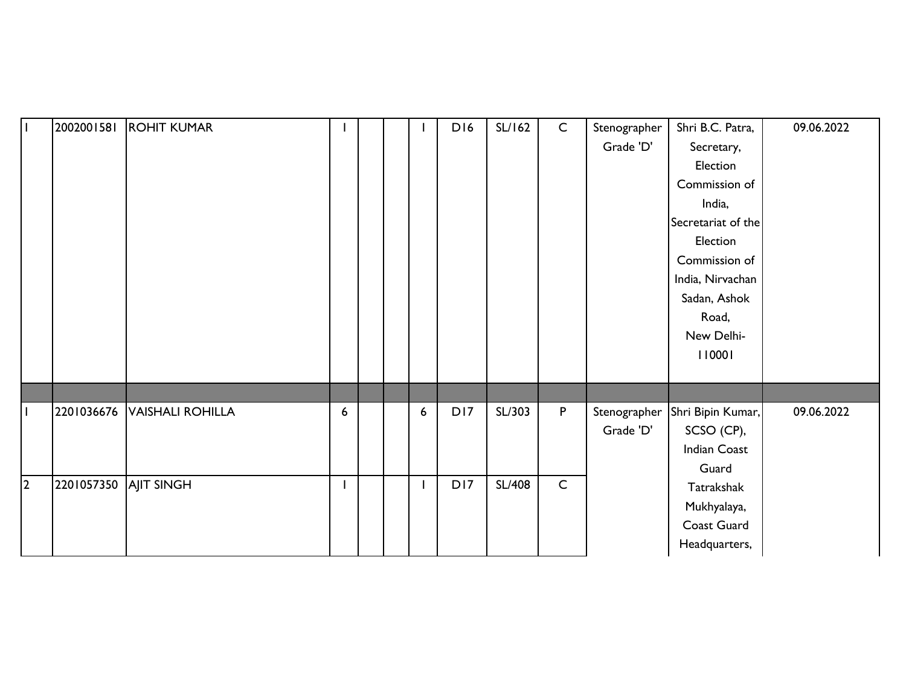| | | | | | | | | | | | | |
|---|---|---|---|---|---|---|---|---|---|---|---|---|
| 1 | 2002001581 | ROHIT KUMAR | 1 | | | 1 | D16 | SL/162 | C | Stenographer Grade 'D' | Shri B.C. Patra, Secretary, Election Commission of India, Secretariat of the Election Commission of India, Nirvachan Sadan, Ashok Road, New Delhi-110001 | 09.06.2022 |
| | | | | | | | | | | | | |
| 1 | 2201036676 | VAISHALI ROHILLA | 6 | | | 6 | D17 | SL/303 | P | Stenographer Grade 'D' | Shri Bipin Kumar, SCSO (CP), Indian Coast Guard Tatrakshak Mukhyalaya, Coast Guard Headquarters, | 09.06.2022 |
| 2 | 2201057350 | AJIT SINGH | 1 | | | 1 | D17 | SL/408 | C | | | |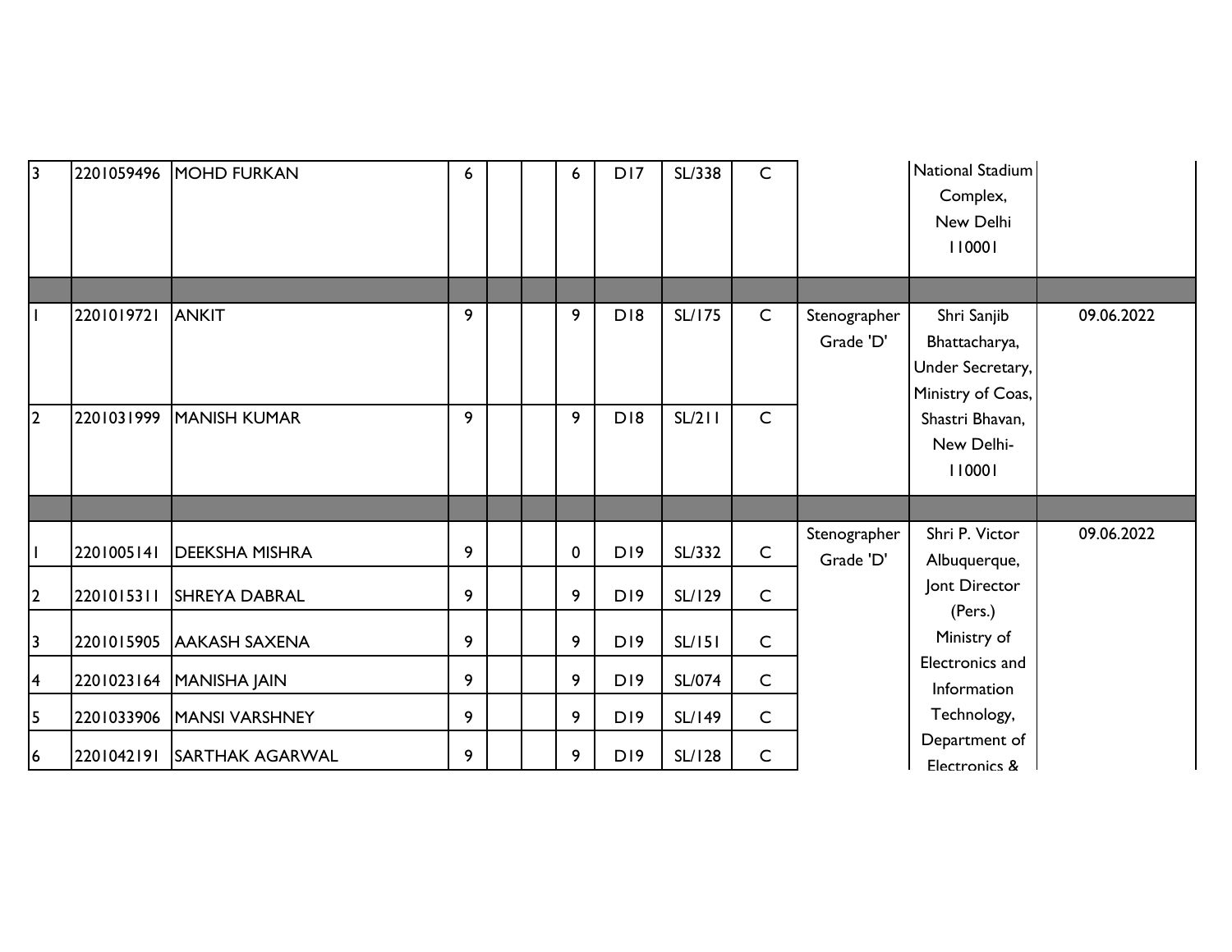| | | | | | | | | | | | | |
|---|---|---|---|---|---|---|---|---|---|---|---|---|
| 3 | 2201059496 | MOHD FURKAN | 6 | | | 6 | D17 | SL/338 | C | | National Stadium Complex, New Delhi 110001 | |
| | | | | | | | | | | | | |
| 1 | 2201019721 | ANKIT | 9 | | | 9 | D18 | SL/175 | C | Stenographer Grade 'D' | Shri Sanjib Bhattacharya, Under Secretary, Ministry of Coas, Shastri Bhavan, New Delhi-110001 | 09.06.2022 |
| 2 | 2201031999 | MANISH KUMAR | 9 | | | 9 | D18 | SL/211 | C | | | |
| | | | | | | | | | | | | |
| 1 | 2201005141 | DEEKSHA MISHRA | 9 | | | 0 | D19 | SL/332 | C | Stenographer Grade 'D' | Shri P. Victor Albuquerque, Jont Director (Pers.) Ministry of Electronics and Information Technology, Department of Electronics & | 09.06.2022 |
| 2 | 2201015311 | SHREYA DABRAL | 9 | | | 9 | D19 | SL/129 | C | | | |
| 3 | 2201015905 | AAKASH SAXENA | 9 | | | 9 | D19 | SL/151 | C | | | |
| 4 | 2201023164 | MANISHA JAIN | 9 | | | 9 | D19 | SL/074 | C | | | |
| 5 | 2201033906 | MANSI VARSHNEY | 9 | | | 9 | D19 | SL/149 | C | | | |
| 6 | 2201042191 | SARTHAK AGARWAL | 9 | | | 9 | D19 | SL/128 | C | | | |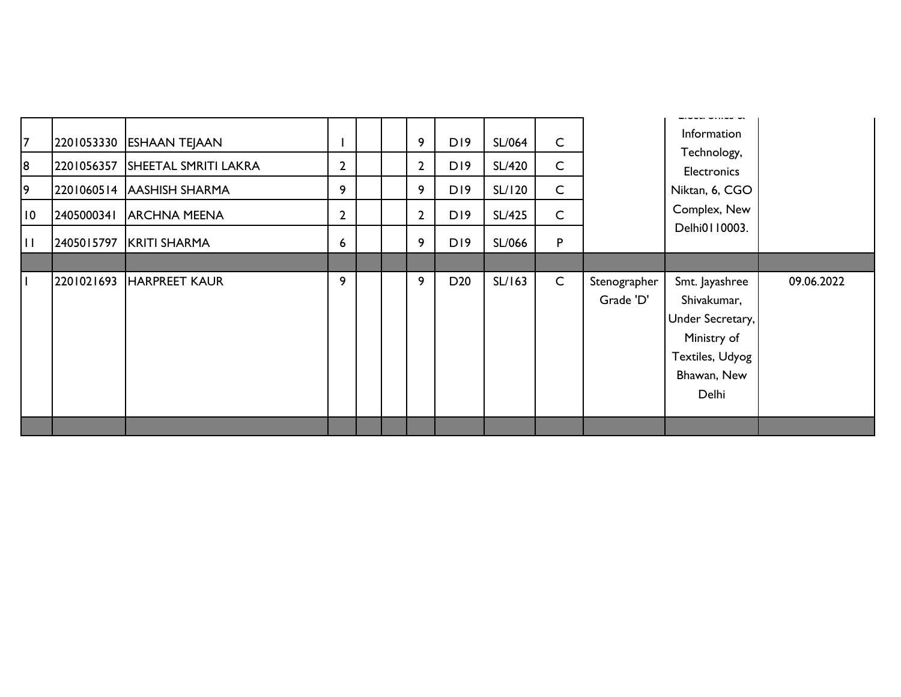| | | | | | | | | | | | | |
|---|---|---|---|---|---|---|---|---|---|---|---|---|
| 7 | 2201053330 | ESHAAN TEJAAN | 1 | | | 9 | D19 | SL/064 | C | | Electronics & Information Technology, Electronics Niktan, 6, CGO Complex, New Delhi0110003. | |
| 8 | 2201056357 | SHEETAL SMRITI LAKRA | 2 | | | 2 | D19 | SL/420 | C | | | |
| 9 | 2201060514 | AASHISH SHARMA | 9 | | | 9 | D19 | SL/120 | C | | | |
| 10 | 2405000341 | ARCHNA MEENA | 2 | | | 2 | D19 | SL/425 | C | | | |
| 11 | 2405015797 | KRITI SHARMA | 6 | | | 9 | D19 | SL/066 | P | | | |
| | | | | | | | | | | | | |
| 1 | 2201021693 | HARPREET KAUR | 9 | | | 9 | D20 | SL/163 | C | Stenographer Grade 'D' | Smt. Jayashree Shivakumar, Under Secretary, Ministry of Textiles, Udyog Bhawan, New Delhi | 09.06.2022 |
| | | | | | | | | | | | | |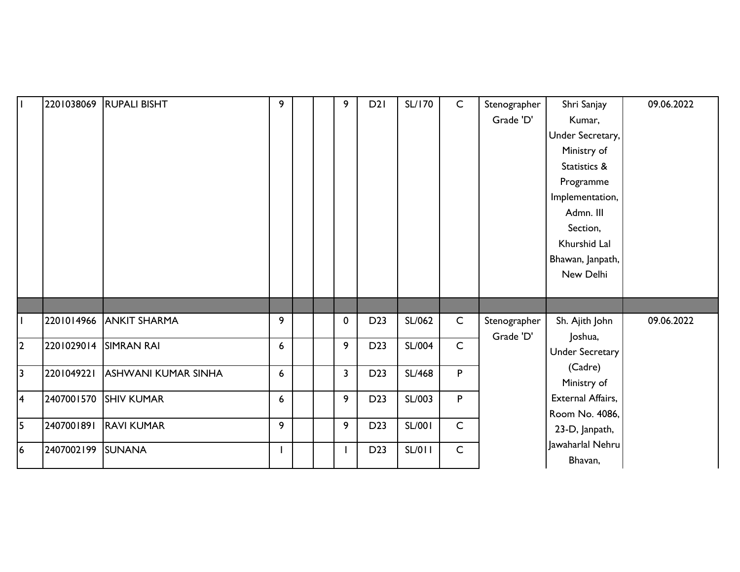| | | | | | | | | | | | | |
|---|---|---|---|---|---|---|---|---|---|---|---|---|
| 1 | 2201038069 | RUPALI BISHT | 9 | | | 9 | D21 | SL/170 | C | Stenographer Grade 'D' | Shri Sanjay Kumar, Under Secretary, Ministry of Statistics & Programme Implementation, Admn. III Section, Khurshid Lal Bhawan, Janpath, New Delhi | 09.06.2022 |
| | | | | | | | | | | | | |
| 1 | 2201014966 | ANKIT SHARMA | 9 | | | 0 | D23 | SL/062 | C | Stenographer Grade 'D' | Sh. Ajith John Joshua, Under Secretary (Cadre) Ministry of External Affairs, Room No. 4086, 23-D, Janpath, Jawaharlal Nehru Bhavan, | 09.06.2022 |
| 2 | 2201029014 | SIMRAN RAI | 6 | | | 9 | D23 | SL/004 | C | | | |
| 3 | 2201049221 | ASHWANI KUMAR SINHA | 6 | | | 3 | D23 | SL/468 | P | | | |
| 4 | 2407001570 | SHIV KUMAR | 6 | | | 9 | D23 | SL/003 | P | | | |
| 5 | 2407001891 | RAVI KUMAR | 9 | | | 9 | D23 | SL/001 | C | | | |
| 6 | 2407002199 | SUNANA | 1 | | | 1 | D23 | SL/011 | C | | | |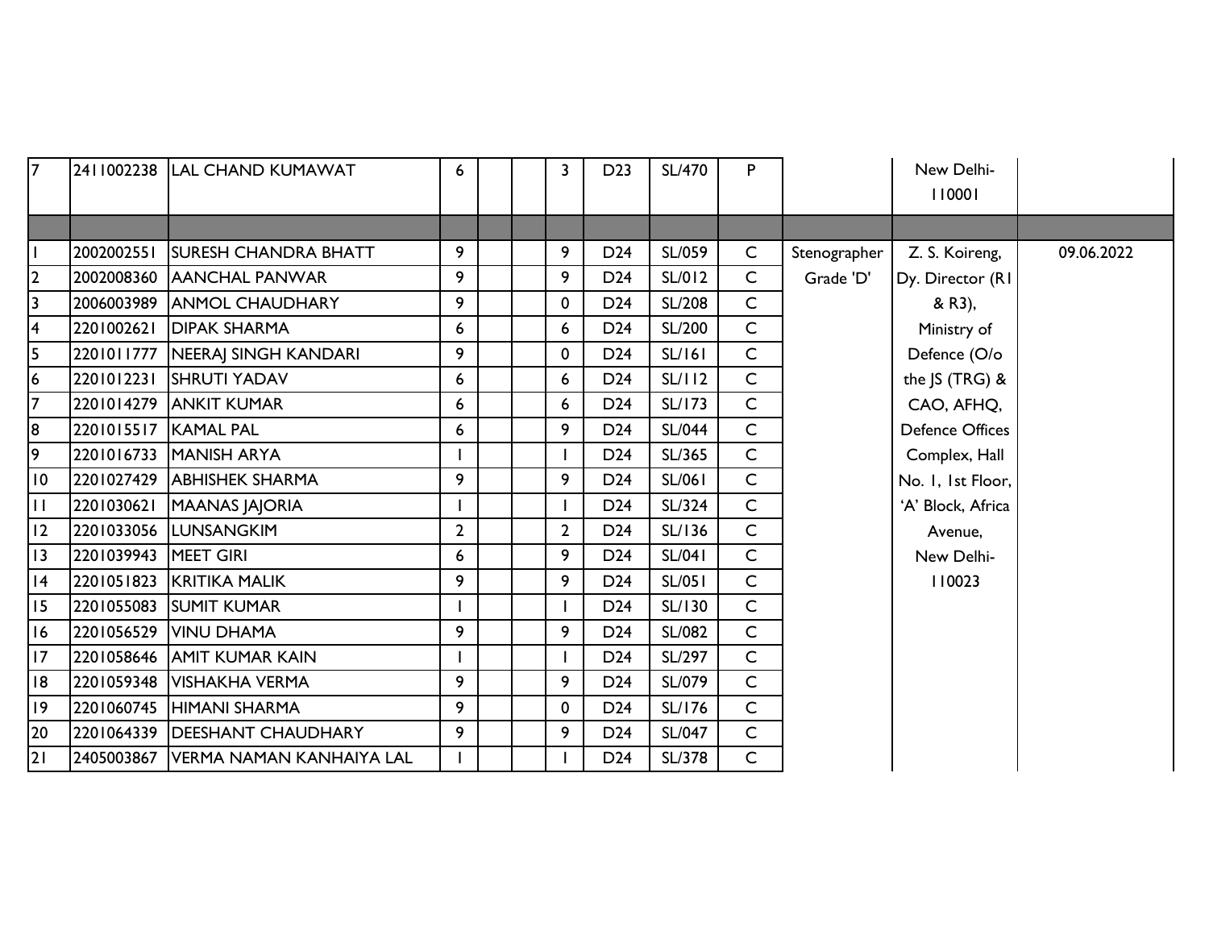| 7 | 2411002238 | LAL CHAND KUMAWAT | 6 | | | 3 | D23 | SL/470 | P | | New Delhi-110001 | |
|---|---|---|---|---|---|---|---|---|---|---|---|---|
| | | | | | | | | | | | | |
| 1 | 2002002551 | SURESH CHANDRA BHATT | 9 | | | 9 | D24 | SL/059 | C | Stenographer Grade 'D' | Z. S. Koireng, Dy. Director (R1 & R3), Ministry of Defence (O/o the JS (TRG) & CAO, AFHQ, Defence Offices Complex, Hall No. 1, 1st Floor, 'A' Block, Africa Avenue, New Delhi-110023 | 09.06.2022 |
| 2 | 2002008360 | AANCHAL PANWAR | 9 | | | 9 | D24 | SL/012 | C | | | |
| 3 | 2006003989 | ANMOL CHAUDHARY | 9 | | | 0 | D24 | SL/208 | C | | | |
| 4 | 2201002621 | DIPAK SHARMA | 6 | | | 6 | D24 | SL/200 | C | | | |
| 5 | 2201011777 | NEERAJ SINGH KANDARI | 9 | | | 0 | D24 | SL/161 | C | | | |
| 6 | 2201012231 | SHRUTI YADAV | 6 | | | 6 | D24 | SL/112 | C | | | |
| 7 | 2201014279 | ANKIT KUMAR | 6 | | | 6 | D24 | SL/173 | C | | | |
| 8 | 2201015517 | KAMAL PAL | 6 | | | 9 | D24 | SL/044 | C | | | |
| 9 | 2201016733 | MANISH ARYA | 1 | | | 1 | D24 | SL/365 | C | | | |
| 10 | 2201027429 | ABHISHEK SHARMA | 9 | | | 9 | D24 | SL/061 | C | | | |
| 11 | 2201030621 | MAANAS JAJORIA | 1 | | | 1 | D24 | SL/324 | C | | | |
| 12 | 2201033056 | LUNSANGKIM | 2 | | | 2 | D24 | SL/136 | C | | | |
| 13 | 2201039943 | MEET GIRI | 6 | | | 9 | D24 | SL/041 | C | | | |
| 14 | 2201051823 | KRITIKA MALIK | 9 | | | 9 | D24 | SL/051 | C | | | |
| 15 | 2201055083 | SUMIT KUMAR | 1 | | | 1 | D24 | SL/130 | C | | | |
| 16 | 2201056529 | VINU DHAMA | 9 | | | 9 | D24 | SL/082 | C | | | |
| 17 | 2201058646 | AMIT KUMAR KAIN | 1 | | | 1 | D24 | SL/297 | C | | | |
| 18 | 2201059348 | VISHAKHA VERMA | 9 | | | 9 | D24 | SL/079 | C | | | |
| 19 | 2201060745 | HIMANI SHARMA | 9 | | | 0 | D24 | SL/176 | C | | | |
| 20 | 2201064339 | DEESHANT CHAUDHARY | 9 | | | 9 | D24 | SL/047 | C | | | |
| 21 | 2405003867 | VERMA NAMAN KANHAIYA LAL | 1 | | | 1 | D24 | SL/378 | C | | | |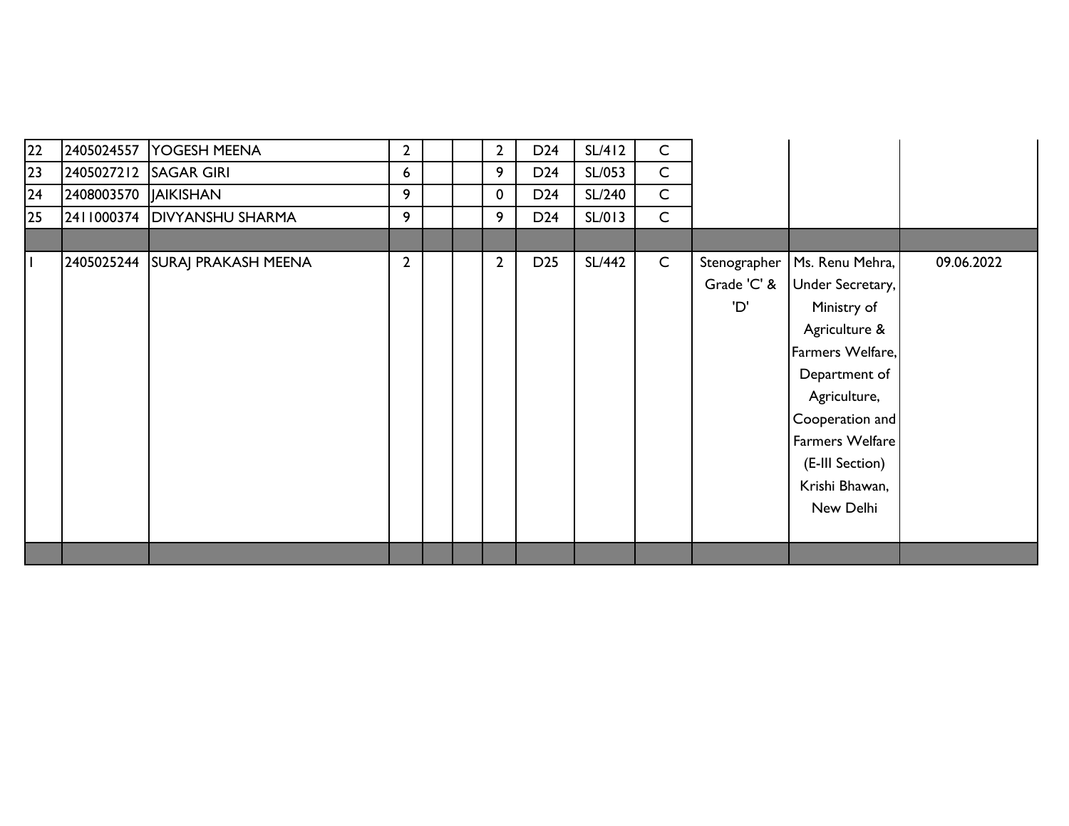| | | | | | | | | | | | | |
|---|---|---|---|---|---|---|---|---|---|---|---|---|
| 22 | 2405024557 | YOGESH MEENA | 2 | | | 2 | D24 | SL/412 | C | | | |
| 23 | 2405027212 | SAGAR GIRI | 6 | | | 9 | D24 | SL/053 | C | | | |
| 24 | 2408003570 | JAIKISHAN | 9 | | | 0 | D24 | SL/240 | C | | | |
| 25 | 2411000374 | DIVYANSHU SHARMA | 9 | | | 9 | D24 | SL/013 | C | | | |
| | | | | | | | | | | | | |
| 1 | 2405025244 | SURAJ PRAKASH MEENA | 2 | | | 2 | D25 | SL/442 | C | Stenographer Grade 'C' & 'D' | Ms. Renu Mehra, Under Secretary, Ministry of Agriculture & Farmers Welfare, Department of Agriculture, Cooperation and Farmers Welfare (E-III Section) Krishi Bhawan, New Delhi | 09.06.2022 |
| | | | | | | | | | | | | |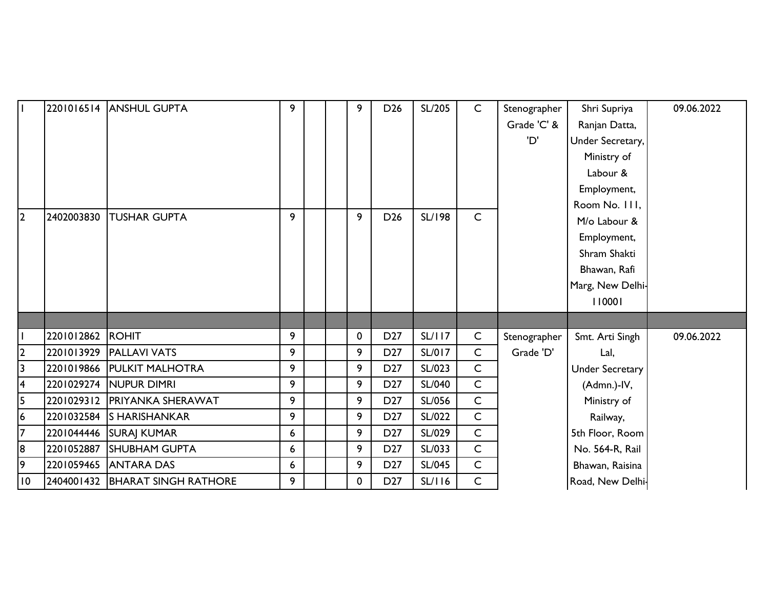| | | | | | | | | | | | | |
|---|---|---|---|---|---|---|---|---|---|---|---|---|
| 1 | 2201016514 | ANSHUL GUPTA | 9 | | | 9 | D26 | SL/205 | C | Stenographer Grade 'C' & 'D' | Shri Supriya Ranjan Datta, Under Secretary, Ministry of Labour & Employment, Room No. 111, M/o Labour & Employment, Shram Shakti Bhawan, Rafi Marg, New Delhi-110001 | 09.06.2022 |
| 2 | 2402003830 | TUSHAR GUPTA | 9 | | | 9 | D26 | SL/198 | C | | | |
| | | | | | | | | | | | | |
| 1 | 2201012862 | ROHIT | 9 | | | 0 | D27 | SL/117 | C | Stenographer Grade 'D' | Smt. Arti Singh Lal, Under Secretary (Admn.)-IV, Ministry of Railway, 5th Floor, Room No. 564-R, Rail Bhawan, Raisina Road, New Delhi- | 09.06.2022 |
| 2 | 2201013929 | PALLAVI VATS | 9 | | | 9 | D27 | SL/017 | C | | | |
| 3 | 2201019866 | PULKIT MALHOTRA | 9 | | | 9 | D27 | SL/023 | C | | | |
| 4 | 2201029274 | NUPUR DIMRI | 9 | | | 9 | D27 | SL/040 | C | | | |
| 5 | 2201029312 | PRIYANKA SHERAWAT | 9 | | | 9 | D27 | SL/056 | C | | | |
| 6 | 2201032584 | S HARISHANKAR | 9 | | | 9 | D27 | SL/022 | C | | | |
| 7 | 2201044446 | SURAJ KUMAR | 6 | | | 9 | D27 | SL/029 | C | | | |
| 8 | 2201052887 | SHUBHAM GUPTA | 6 | | | 9 | D27 | SL/033 | C | | | |
| 9 | 2201059465 | ANTARA DAS | 6 | | | 9 | D27 | SL/045 | C | | | |
| 10 | 2404001432 | BHARAT SINGH RATHORE | 9 | | | 0 | D27 | SL/116 | C | | | |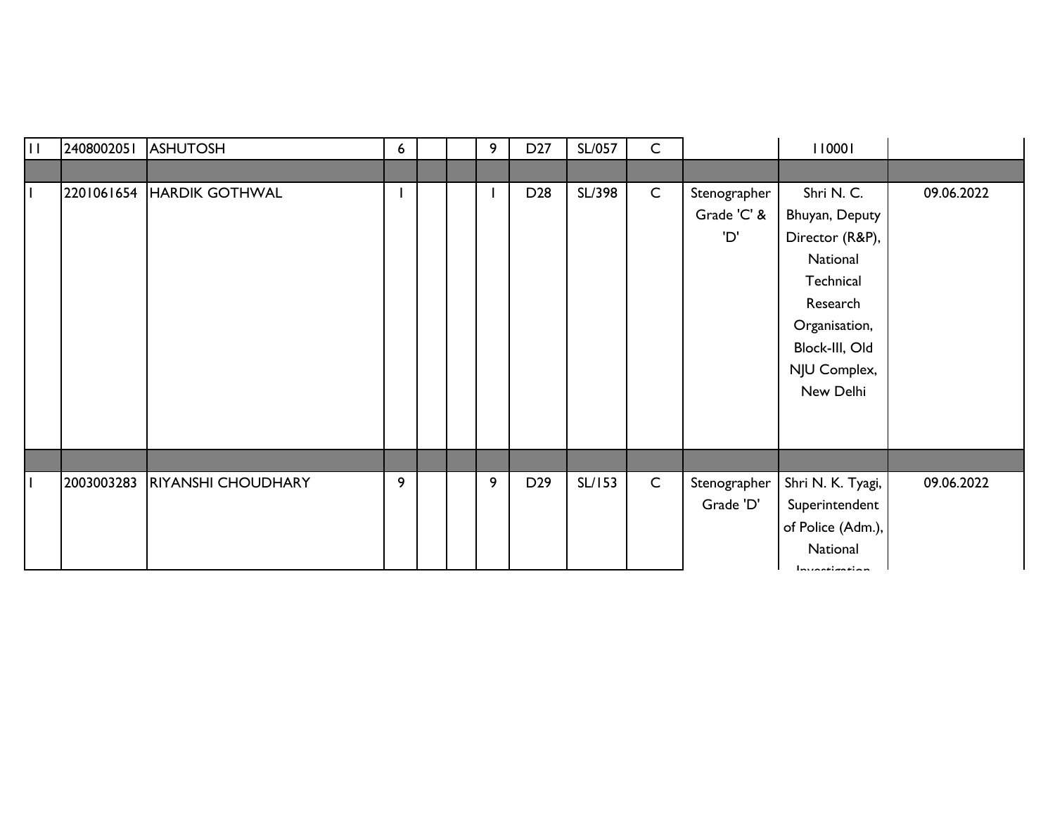| | | | | | | | | | | | | |
|---|---|---|---|---|---|---|---|---|---|---|---|---|
| 11 | 2408002051 | ASHUTOSH | 6 | | | 9 | D27 | SL/057 | C | | 110001 | |
| | | | | | | | | | | | | |
| 1 | 2201061654 | HARDIK GOTHWAL | 1 | | | 1 | D28 | SL/398 | C | Stenographer Grade 'C' & 'D' | Shri N. C. Bhuyan, Deputy Director (R&P), National Technical Research Organisation, Block-III, Old NJU Complex, New Delhi | 09.06.2022 |
| | | | | | | | | | | | | |
| 1 | 2003003283 | RIYANSHI CHOUDHARY | 9 | | | 9 | D29 | SL/153 | C | Stenographer Grade 'D' | Shri N. K. Tyagi, Superintendent of Police (Adm.), National Investigation | 09.06.2022 |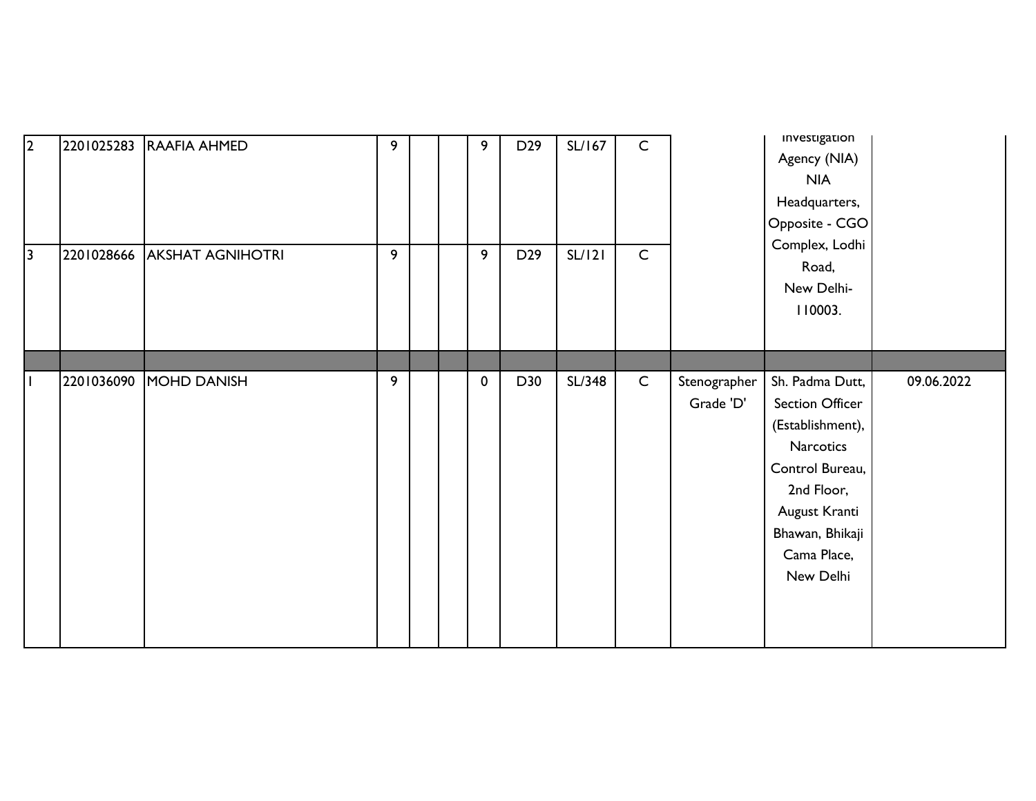| | | | | | | | | | | | | |
|---|---|---|---|---|---|---|---|---|---|---|---|---|
| 2 | 2201025283 | RAAFIA AHMED | 9 | | | 9 | D29 | SL/167 | C | | Investigation Agency (NIA) NIA Headquarters, Opposite - CGO Complex, Lodhi Road, New Delhi-110003. | |
| 3 | 2201028666 | AKSHAT AGNIHOTRI | 9 | | | 9 | D29 | SL/121 | C | | | |
| | | | | | | | | | | | | |
| 1 | 2201036090 | MOHD DANISH | 9 | | | 0 | D30 | SL/348 | C | Stenographer Grade 'D' | Sh. Padma Dutt, Section Officer (Establishment), Narcotics Control Bureau, 2nd Floor, August Kranti Bhawan, Bhikaji Cama Place, New Delhi | 09.06.2022 |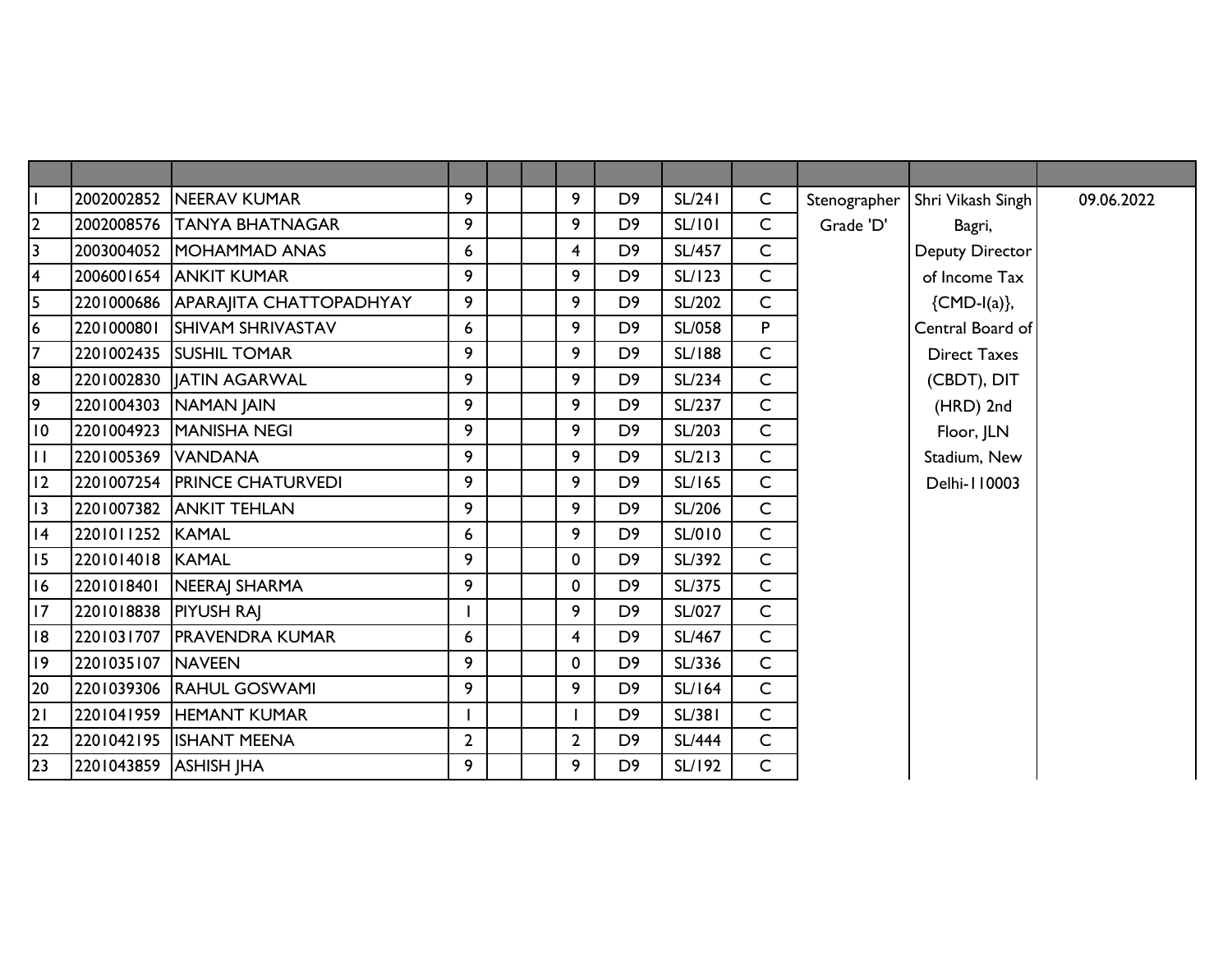| | | | | | | | | | | | | |
|---|---|---|---|---|---|---|---|---|---|---|---|---|
| 1 | 2002002852 | NEERAV KUMAR | 9 | | | 9 | D9 | SL/241 | C | Stenographer Grade 'D' | Shri Vikash Singh Bagri, Deputy Director of Income Tax {CMD-I(a)}, Central Board of Direct Taxes (CBDT), DIT (HRD) 2nd Floor, JLN Stadium, New Delhi-110003 | 09.06.2022 |
| 2 | 2002008576 | TANYA BHATNAGAR | 9 | | | 9 | D9 | SL/101 | C | | | |
| 3 | 2003004052 | MOHAMMAD ANAS | 6 | | | 4 | D9 | SL/457 | C | | | |
| 4 | 2006001654 | ANKIT KUMAR | 9 | | | 9 | D9 | SL/123 | C | | | |
| 5 | 2201000686 | APARAJITA CHATTOPADHYAY | 9 | | | 9 | D9 | SL/202 | C | | | |
| 6 | 2201000801 | SHIVAM SHRIVASTAV | 6 | | | 9 | D9 | SL/058 | P | | | |
| 7 | 2201002435 | SUSHIL TOMAR | 9 | | | 9 | D9 | SL/188 | C | | | |
| 8 | 2201002830 | JATIN AGARWAL | 9 | | | 9 | D9 | SL/234 | C | | | |
| 9 | 2201004303 | NAMAN JAIN | 9 | | | 9 | D9 | SL/237 | C | | | |
| 10 | 2201004923 | MANISHA NEGI | 9 | | | 9 | D9 | SL/203 | C | | | |
| 11 | 2201005369 | VANDANA | 9 | | | 9 | D9 | SL/213 | C | | | |
| 12 | 2201007254 | PRINCE CHATURVEDI | 9 | | | 9 | D9 | SL/165 | C | | | |
| 13 | 2201007382 | ANKIT TEHLAN | 9 | | | 9 | D9 | SL/206 | C | | | |
| 14 | 2201011252 | KAMAL | 6 | | | 9 | D9 | SL/010 | C | | | |
| 15 | 2201014018 | KAMAL | 9 | | | 0 | D9 | SL/392 | C | | | |
| 16 | 2201018401 | NEERAJ SHARMA | 9 | | | 0 | D9 | SL/375 | C | | | |
| 17 | 2201018838 | PIYUSH RAJ | 1 | | | 9 | D9 | SL/027 | C | | | |
| 18 | 2201031707 | PRAVENDRA KUMAR | 6 | | | 4 | D9 | SL/467 | C | | | |
| 19 | 2201035107 | NAVEEN | 9 | | | 0 | D9 | SL/336 | C | | | |
| 20 | 2201039306 | RAHUL GOSWAMI | 9 | | | 9 | D9 | SL/164 | C | | | |
| 21 | 2201041959 | HEMANT KUMAR | 1 | | | 1 | D9 | SL/381 | C | | | |
| 22 | 2201042195 | ISHANT MEENA | 2 | | | 2 | D9 | SL/444 | C | | | |
| 23 | 2201043859 | ASHISH JHA | 9 | | | 9 | D9 | SL/192 | C | | | |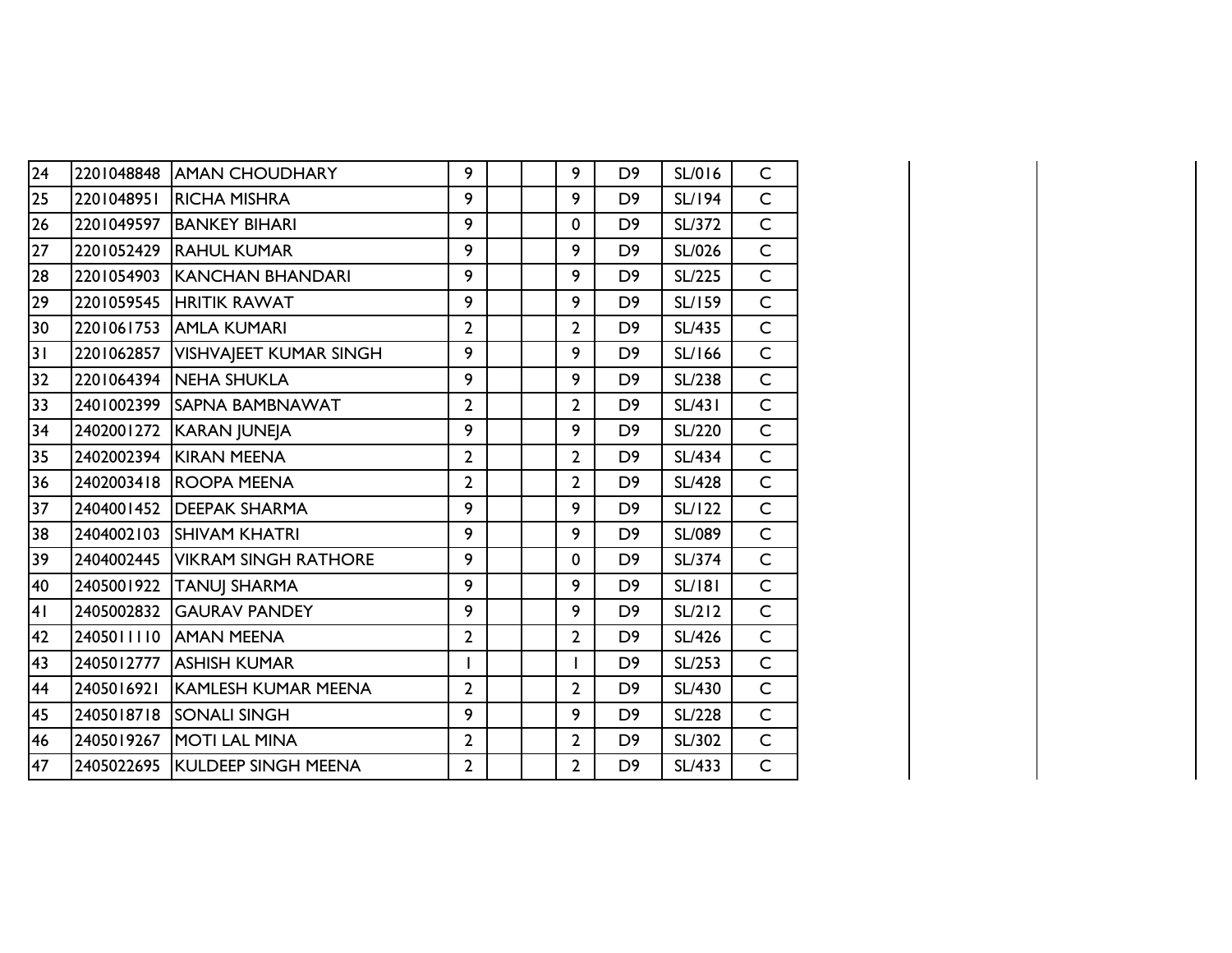| | | | | | | | | | | | | |
|---|---|---|---|---|---|---|---|---|---|---|---|---|
| 24 | 2201048848 | AMAN CHOUDHARY | 9 | | | 9 | D9 | SL/016 | C | | | |
| 25 | 2201048951 | RICHA MISHRA | 9 | | | 9 | D9 | SL/194 | C | | | |
| 26 | 2201049597 | BANKEY BIHARI | 9 | | | 0 | D9 | SL/372 | C | | | |
| 27 | 2201052429 | RAHUL KUMAR | 9 | | | 9 | D9 | SL/026 | C | | | |
| 28 | 2201054903 | KANCHAN BHANDARI | 9 | | | 9 | D9 | SL/225 | C | | | |
| 29 | 2201059545 | HRITIK RAWAT | 9 | | | 9 | D9 | SL/159 | C | | | |
| 30 | 2201061753 | AMLA KUMARI | 2 | | | 2 | D9 | SL/435 | C | | | |
| 31 | 2201062857 | VISHVAJEET KUMAR SINGH | 9 | | | 9 | D9 | SL/166 | C | | | |
| 32 | 2201064394 | NEHA SHUKLA | 9 | | | 9 | D9 | SL/238 | C | | | |
| 33 | 2401002399 | SAPNA BAMBNAWAT | 2 | | | 2 | D9 | SL/431 | C | | | |
| 34 | 2402001272 | KARAN JUNEJA | 9 | | | 9 | D9 | SL/220 | C | | | |
| 35 | 2402002394 | KIRAN MEENA | 2 | | | 2 | D9 | SL/434 | C | | | |
| 36 | 2402003418 | ROOPA MEENA | 2 | | | 2 | D9 | SL/428 | C | | | |
| 37 | 2404001452 | DEEPAK SHARMA | 9 | | | 9 | D9 | SL/122 | C | | | |
| 38 | 2404002103 | SHIVAM KHATRI | 9 | | | 9 | D9 | SL/089 | C | | | |
| 39 | 2404002445 | VIKRAM SINGH RATHORE | 9 | | | 0 | D9 | SL/374 | C | | | |
| 40 | 2405001922 | TANUJ SHARMA | 9 | | | 9 | D9 | SL/181 | C | | | |
| 41 | 2405002832 | GAURAV PANDEY | 9 | | | 9 | D9 | SL/212 | C | | | |
| 42 | 2405011110 | AMAN MEENA | 2 | | | 2 | D9 | SL/426 | C | | | |
| 43 | 2405012777 | ASHISH KUMAR | 1 | | | 1 | D9 | SL/253 | C | | | |
| 44 | 2405016921 | KAMLESH KUMAR MEENA | 2 | | | 2 | D9 | SL/430 | C | | | |
| 45 | 2405018718 | SONALI SINGH | 9 | | | 9 | D9 | SL/228 | C | | | |
| 46 | 2405019267 | MOTI LAL MINA | 2 | | | 2 | D9 | SL/302 | C | | | |
| 47 | 2405022695 | KULDEEP SINGH MEENA | 2 | | | 2 | D9 | SL/433 | C | | | |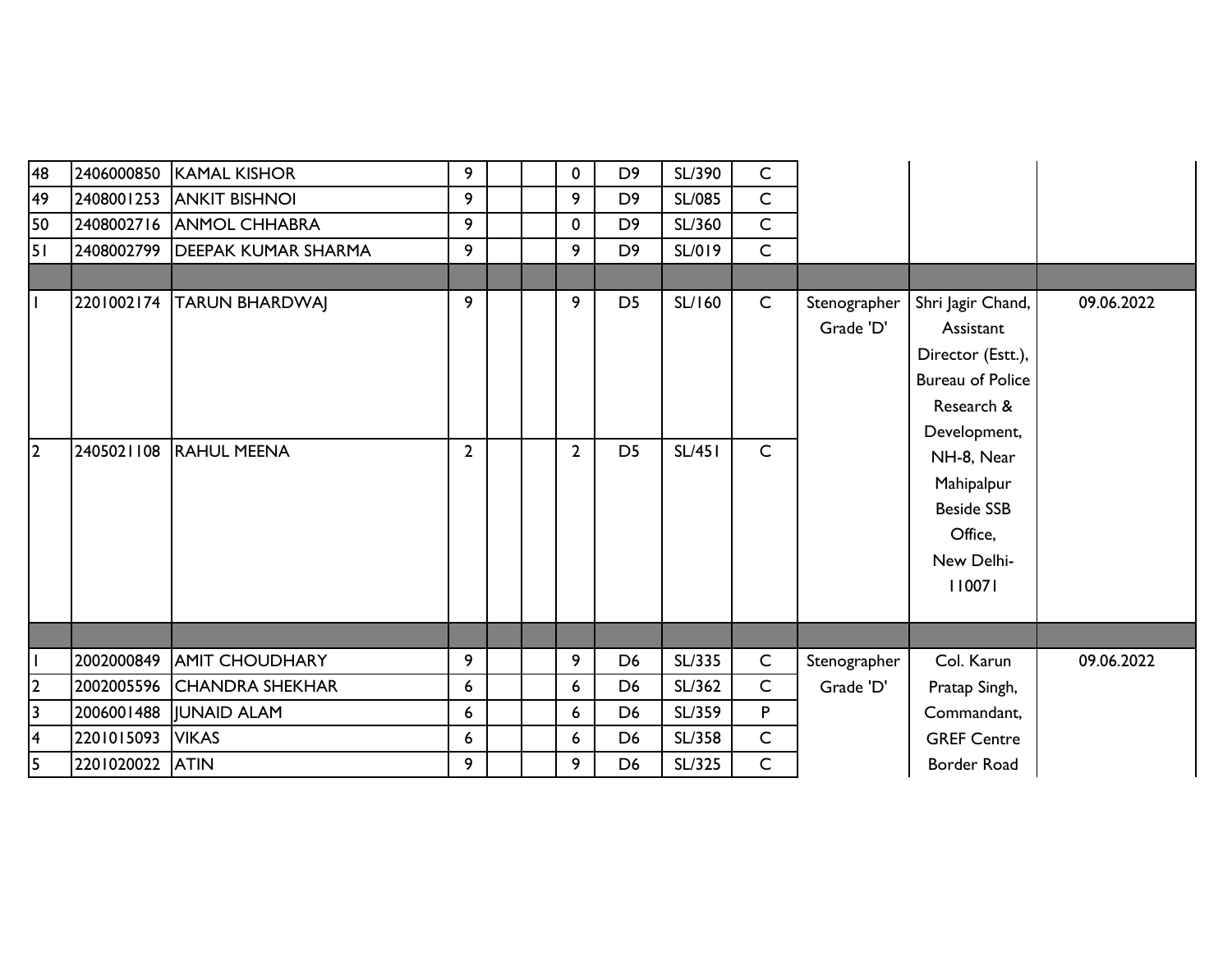| | | | | | | | | | | | | |
|---|---|---|---|---|---|---|---|---|---|---|---|---|
| 48 | 2406000850 | KAMAL KISHOR | 9 | | | 0 | D9 | SL/390 | C | | | |
| 49 | 2408001253 | ANKIT BISHNOI | 9 | | | 9 | D9 | SL/085 | C | | | |
| 50 | 2408002716 | ANMOL CHHABRA | 9 | | | 0 | D9 | SL/360 | C | | | |
| 51 | 2408002799 | DEEPAK KUMAR SHARMA | 9 | | | 9 | D9 | SL/019 | C | | | |
| | | | | | | | | | | | | |
| 1 | 2201002174 | TARUN BHARDWAJ | 9 | | | 9 | D5 | SL/160 | C | Stenographer Grade 'D' | Shri Jagir Chand, Assistant Director (Estt.), Bureau of Police Research & Development, NH-8, Near Mahipalpur Beside SSB Office, New Delhi-110071 | 09.06.2022 |
| 2 | 2405021108 | RAHUL MEENA | 2 | | | 2 | D5 | SL/451 | C | | | |
| | | | | | | | | | | | | |
| 1 | 2002000849 | AMIT CHOUDHARY | 9 | | | 9 | D6 | SL/335 | C | Stenographer Grade 'D' | Col. Karun Pratap Singh, Commandant, GREF Centre Border Road | 09.06.2022 |
| 2 | 2002005596 | CHANDRA SHEKHAR | 6 | | | 6 | D6 | SL/362 | C | | | |
| 3 | 2006001488 | JUNAID ALAM | 6 | | | 6 | D6 | SL/359 | P | | | |
| 4 | 2201015093 | VIKAS | 6 | | | 6 | D6 | SL/358 | C | | | |
| 5 | 2201020022 | ATIN | 9 | | | 9 | D6 | SL/325 | C | | | |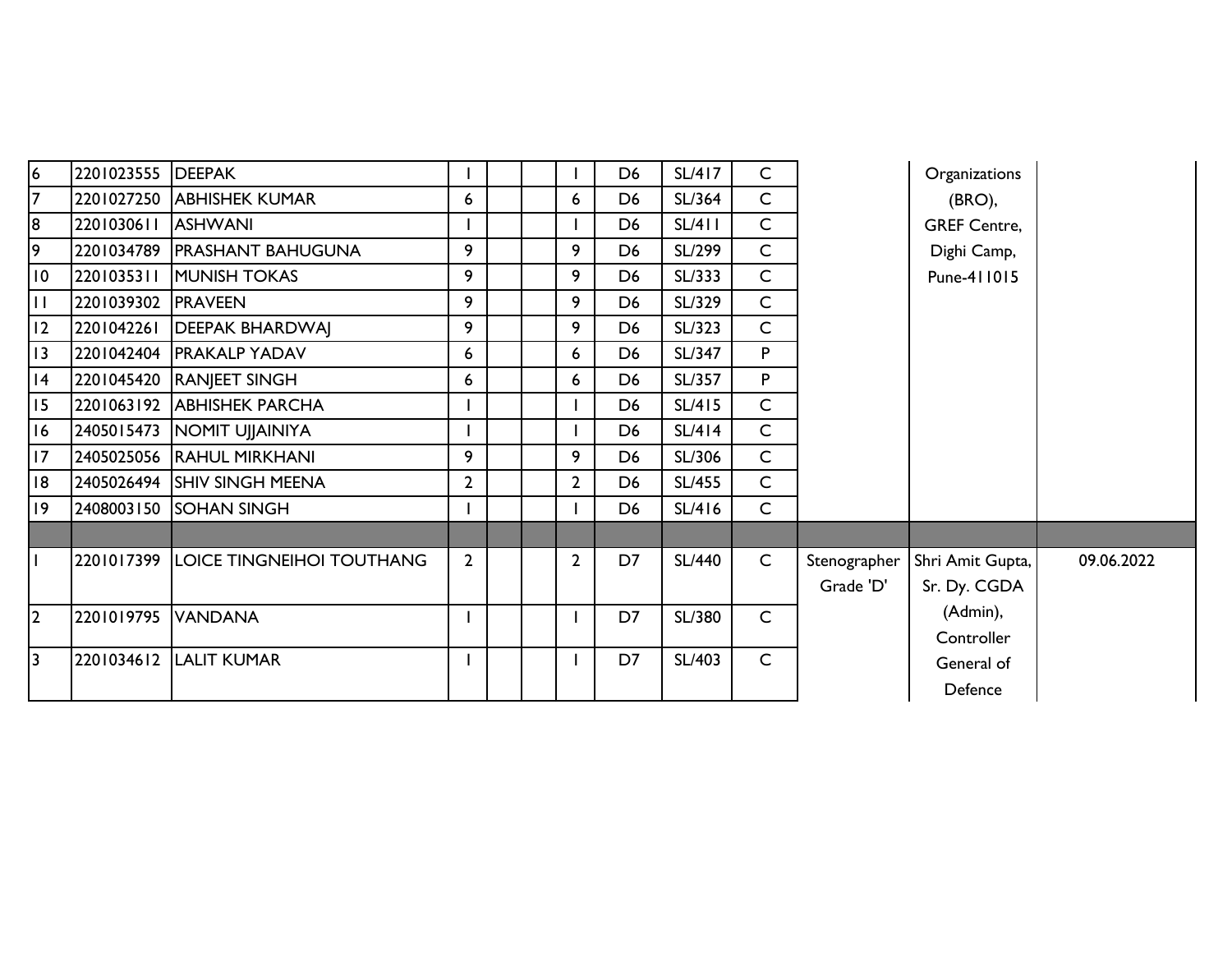| | | | | | | | | | | | | |
|---|---|---|---|---|---|---|---|---|---|---|---|---|
| 6 | 2201023555 | DEEPAK | 1 | | | 1 | D6 | SL/417 | C | | Organizations (BRO), GREF Centre, Dighi Camp, Pune-411015 | |
| 7 | 2201027250 | ABHISHEK KUMAR | 6 | | | 6 | D6 | SL/364 | C | | | |
| 8 | 2201030611 | ASHWANI | 1 | | | 1 | D6 | SL/411 | C | | | |
| 9 | 2201034789 | PRASHANT BAHUGUNA | 9 | | | 9 | D6 | SL/299 | C | | | |
| 10 | 2201035311 | MUNISH TOKAS | 9 | | | 9 | D6 | SL/333 | C | | | |
| 11 | 2201039302 | PRAVEEN | 9 | | | 9 | D6 | SL/329 | C | | | |
| 12 | 2201042261 | DEEPAK BHARDWAJ | 9 | | | 9 | D6 | SL/323 | C | | | |
| 13 | 2201042404 | PRAKALP YADAV | 6 | | | 6 | D6 | SL/347 | P | | | |
| 14 | 2201045420 | RANJEET SINGH | 6 | | | 6 | D6 | SL/357 | P | | | |
| 15 | 2201063192 | ABHISHEK PARCHA | 1 | | | 1 | D6 | SL/415 | C | | | |
| 16 | 2405015473 | NOMIT UJJAINIYA | 1 | | | 1 | D6 | SL/414 | C | | | |
| 17 | 2405025056 | RAHUL MIRKHANI | 9 | | | 9 | D6 | SL/306 | C | | | |
| 18 | 2405026494 | SHIV SINGH MEENA | 2 | | | 2 | D6 | SL/455 | C | | | |
| 19 | 2408003150 | SOHAN SINGH | 1 | | | 1 | D6 | SL/416 | C | | | |
| | | | | | | | | | | | | |
| 1 | 2201017399 | LOICE TINGNEIHOI TOUTHANG | 2 | | | 2 | D7 | SL/440 | C | Stenographer Grade 'D' | Shri Amit Gupta, Sr. Dy. CGDA (Admin), Controller General of Defence | 09.06.2022 |
| 2 | 2201019795 | VANDANA | 1 | | | 1 | D7 | SL/380 | C | | | |
| 3 | 2201034612 | LALIT KUMAR | 1 | | | 1 | D7 | SL/403 | C | | | |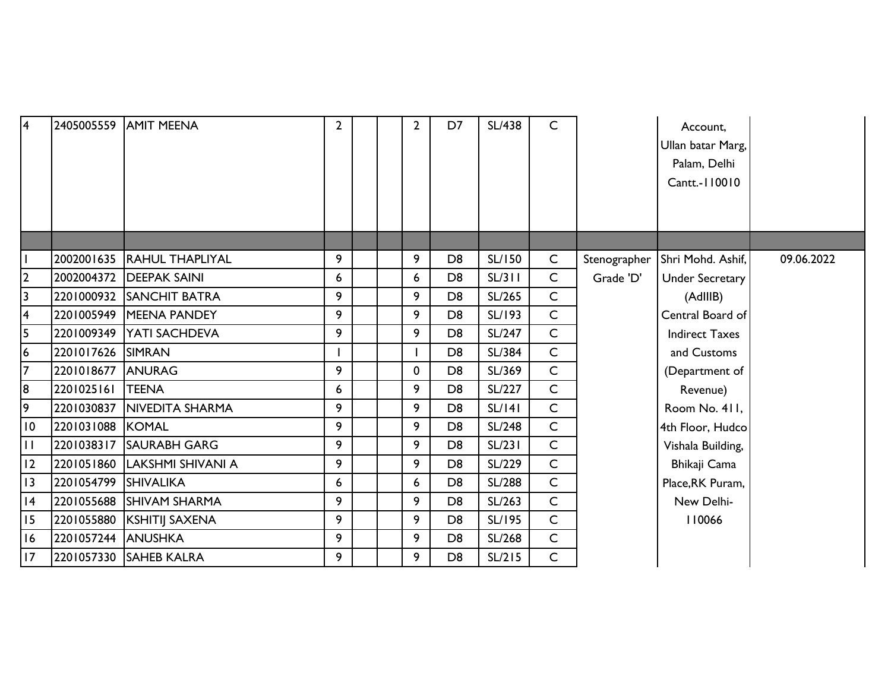| | | | | | | | | | | | | |
|---|---|---|---|---|---|---|---|---|---|---|---|---|
| 4 | 2405005559 | AMIT MEENA | 2 | | | 2 | D7 | SL/438 | C | | Account, Ullan batar Marg, Palam, Delhi Cantt.-110010 | |
| | | | | | | | | | | | | |
| 1 | 2002001635 | RAHUL THAPLIYAL | 9 | | | 9 | D8 | SL/150 | C | Stenographer Grade 'D' | Shri Mohd. Ashif, Under Secretary (AdIIIB) Central Board of Indirect Taxes and Customs (Department of Revenue) Room No. 411, 4th Floor, Hudco Vishala Building, Bhikaji Cama Place,RK Puram, New Delhi-110066 | 09.06.2022 |
| 2 | 2002004372 | DEEPAK SAINI | 6 | | | 6 | D8 | SL/311 | C | | | |
| 3 | 2201000932 | SANCHIT BATRA | 9 | | | 9 | D8 | SL/265 | C | | | |
| 4 | 2201005949 | MEENA PANDEY | 9 | | | 9 | D8 | SL/193 | C | | | |
| 5 | 2201009349 | YATI SACHDEVA | 9 | | | 9 | D8 | SL/247 | C | | | |
| 6 | 2201017626 | SIMRAN | 1 | | | 1 | D8 | SL/384 | C | | | |
| 7 | 2201018677 | ANURAG | 9 | | | 0 | D8 | SL/369 | C | | | |
| 8 | 2201025161 | TEENA | 6 | | | 9 | D8 | SL/227 | C | | | |
| 9 | 2201030837 | NIVEDITA SHARMA | 9 | | | 9 | D8 | SL/141 | C | | | |
| 10 | 2201031088 | KOMAL | 9 | | | 9 | D8 | SL/248 | C | | | |
| 11 | 2201038317 | SAURABH GARG | 9 | | | 9 | D8 | SL/231 | C | | | |
| 12 | 2201051860 | LAKSHMI SHIVANI A | 9 | | | 9 | D8 | SL/229 | C | | | |
| 13 | 2201054799 | SHIVALIKA | 6 | | | 6 | D8 | SL/288 | C | | | |
| 14 | 2201055688 | SHIVAM SHARMA | 9 | | | 9 | D8 | SL/263 | C | | | |
| 15 | 2201055880 | KSHITIJ SAXENA | 9 | | | 9 | D8 | SL/195 | C | | | |
| 16 | 2201057244 | ANUSHKA | 9 | | | 9 | D8 | SL/268 | C | | | |
| 17 | 2201057330 | SAHEB KALRA | 9 | | | 9 | D8 | SL/215 | C | | | |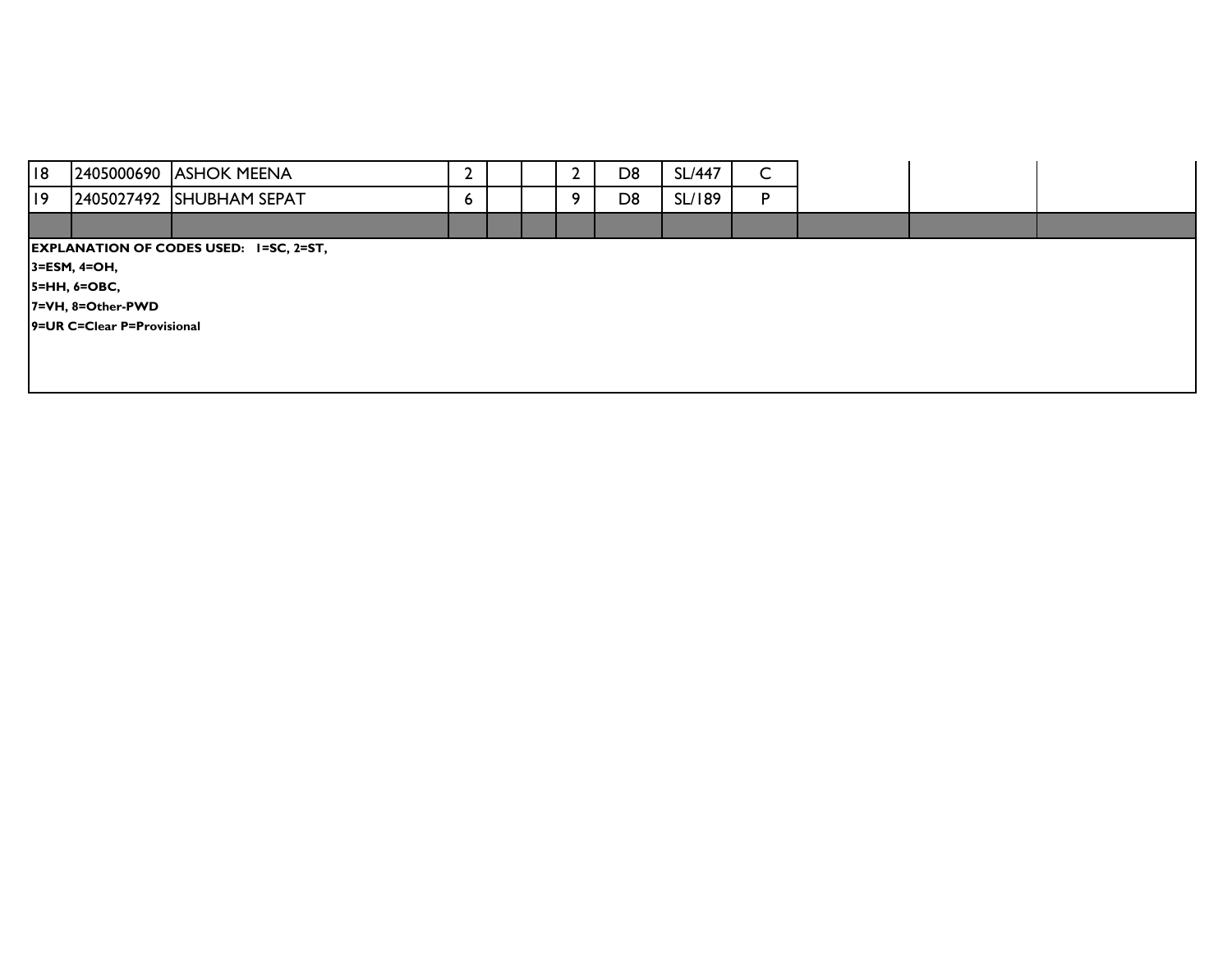| | | | | | | | | | | | | |
|---|---|---|---|---|---|---|---|---|---|---|---|---|
| 18 | 2405000690 | ASHOK MEENA | 2 | | | 2 | D8 | SL/447 | C | | | |
| 19 | 2405027492 | SHUBHAM SEPAT | 6 | | | 9 | D8 | SL/189 | P | | | |
| | | | | | | | | | | | | |

**EXPLANATION OF CODES USED: 1=SC, 2=ST,**
**3=ESM, 4=OH,**
**5=HH, 6=OBC,**
**7=VH, 8=Other-PWD**
**9=UR C=Clear P=Provisional**